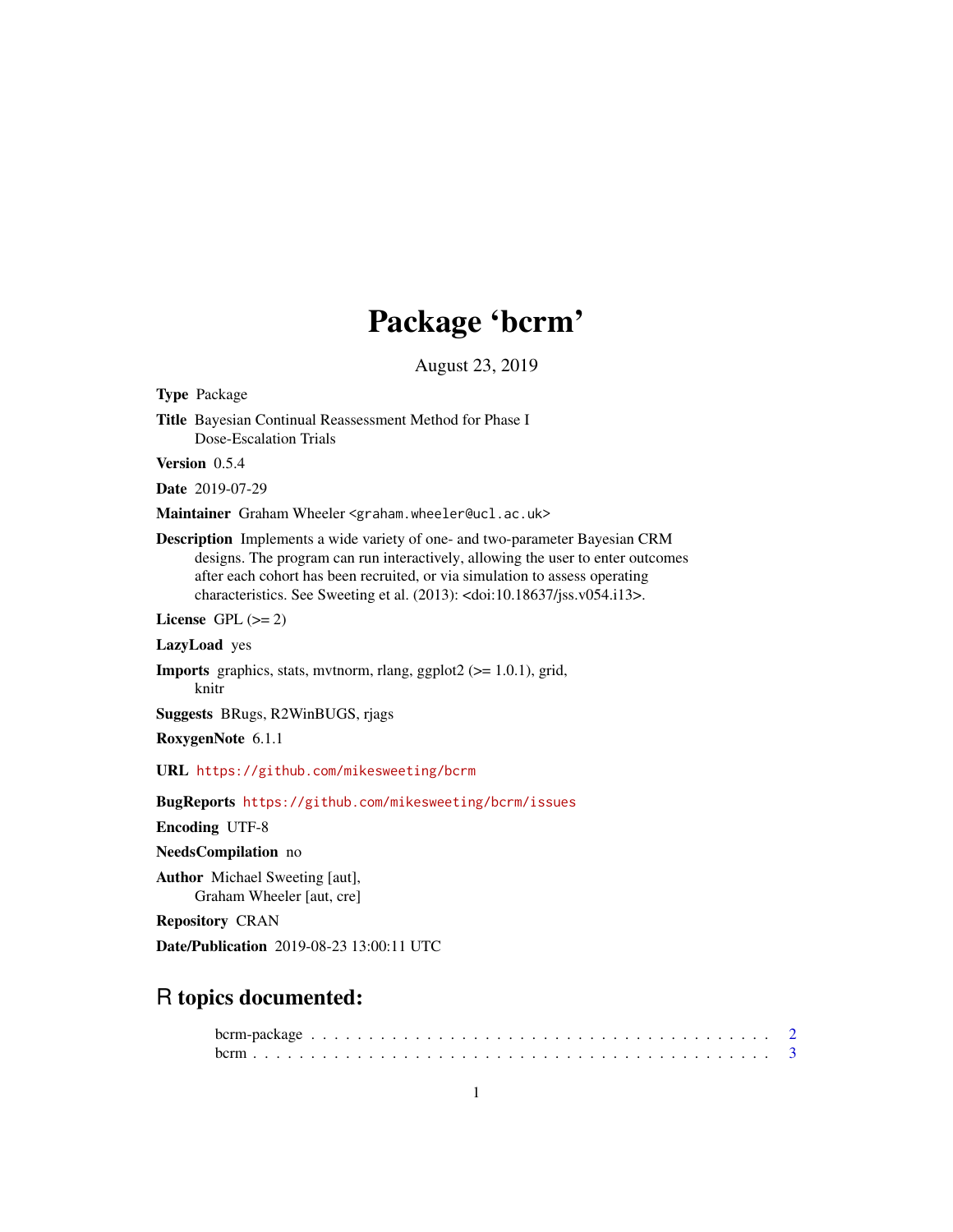# Package 'bcrm'

August 23, 2019

**Type** Package

**Title** Bayesian Continual Reassessment Method for Phase I Dose-Escalation Trials

**Version** 0.5.4

**Date** 2019-07-29

**Maintainer** Graham Wheeler <graham.wheeler@ucl.ac.uk>

**Description** Implements a wide variety of one- and two-parameter Bayesian CRM designs. The program can run interactively, allowing the user to enter outcomes after each cohort has been recruited, or via simulation to assess operating characteristics. See Sweeting et al. (2013): <doi:10.18637/jss.v054.i13>.

**License** GPL (>= 2)

**LazyLoad** yes

**Imports** graphics, stats, mvtnorm, rlang, ggplot2 (>= 1.0.1), grid, knitr

**Suggests** BRugs, R2WinBUGS, rjags

**RoxygenNote** 6.1.1

**URL** https://github.com/mikesweeting/bcrm

**BugReports** https://github.com/mikesweeting/bcrm/issues

**Encoding** UTF-8

**NeedsCompilation** no

**Author** Michael Sweeting [aut], Graham Wheeler [aut, cre]

**Repository** CRAN

**Date/Publication** 2019-08-23 13:00:11 UTC

## R topics documented:

bcrm-package . . . . . . . . . . . . . . . . . . . . . . . . . . . . . . . . . . . . . . . . 2
bcrm . . . . . . . . . . . . . . . . . . . . . . . . . . . . . . . . . . . . . . . . . . . . . 3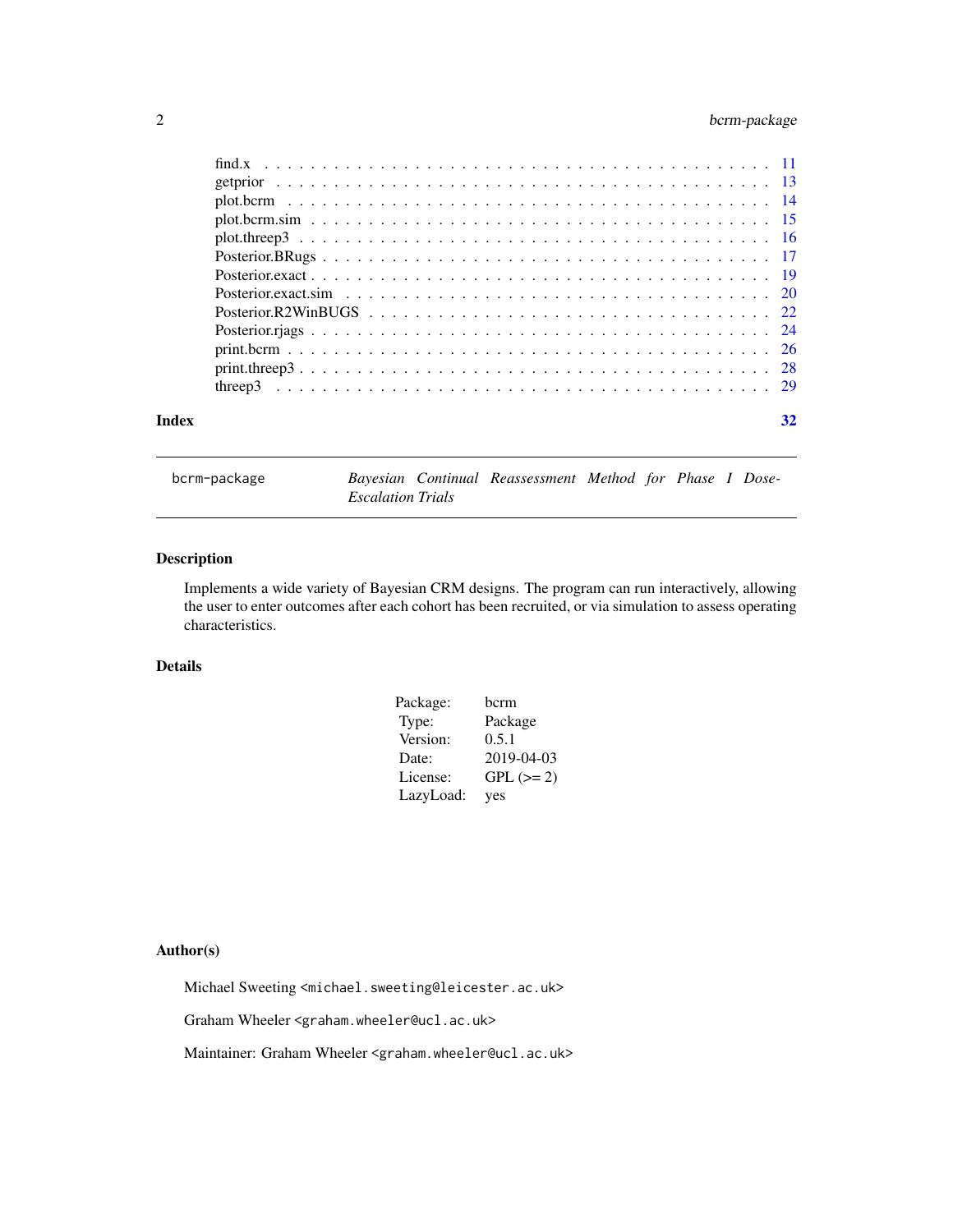find.x . . . . . . . . . . . . . . . . . . . . . . . . . . . . . . . . . . . . . . . . 11
getprior . . . . . . . . . . . . . . . . . . . . . . . . . . . . . . . . . . . . . . . 13
plot.bcrm . . . . . . . . . . . . . . . . . . . . . . . . . . . . . . . . . . . . . . 14
plot.bcrm.sim . . . . . . . . . . . . . . . . . . . . . . . . . . . . . . . . . . . . 15
plot.threep3 . . . . . . . . . . . . . . . . . . . . . . . . . . . . . . . . . . . . 16
Posterior.BRugs . . . . . . . . . . . . . . . . . . . . . . . . . . . . . . . . . . . 17
Posterior.exact . . . . . . . . . . . . . . . . . . . . . . . . . . . . . . . . . . . 19
Posterior.exact.sim . . . . . . . . . . . . . . . . . . . . . . . . . . . . . . . . . 20
Posterior.R2WinBUGS . . . . . . . . . . . . . . . . . . . . . . . . . . . . . . . . 22
Posterior.rjags . . . . . . . . . . . . . . . . . . . . . . . . . . . . . . . . . . . 24
print.bcrm . . . . . . . . . . . . . . . . . . . . . . . . . . . . . . . . . . . . . 26
print.threep3 . . . . . . . . . . . . . . . . . . . . . . . . . . . . . . . . . . . 28
threep3 . . . . . . . . . . . . . . . . . . . . . . . . . . . . . . . . . . . . . . 29

**Index** 32

---

`bcrm-package` *Bayesian Continual Reassessment Method for Phase I Dose-Escalation Trials*

---

### Description

Implements a wide variety of Bayesian CRM designs. The program can run interactively, allowing the user to enter outcomes after each cohort has been recruited, or via simulation to assess operating characteristics.

### Details

| | |
|---|---|
| Package: | bcrm |
| Type: | Package |
| Version: | 0.5.1 |
| Date: | 2019-04-03 |
| License: | GPL (>= 2) |
| LazyLoad: | yes |

### Author(s)

Michael Sweeting <michael.sweeting@leicester.ac.uk>

Graham Wheeler <graham.wheeler@ucl.ac.uk>

Maintainer: Graham Wheeler <graham.wheeler@ucl.ac.uk>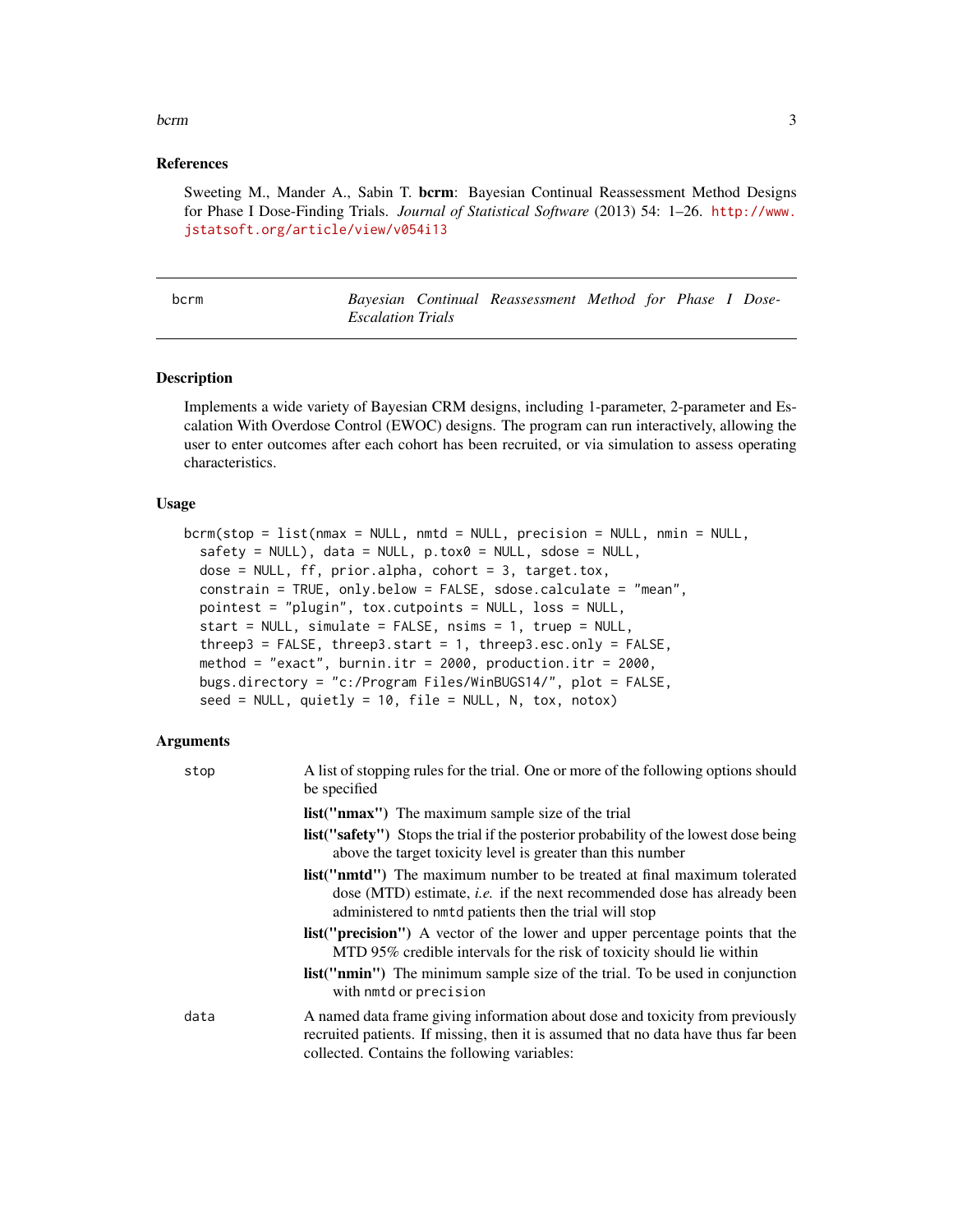## References

Sweeting M., Mander A., Sabin T. **bcrm**: Bayesian Continual Reassessment Method Designs for Phase I Dose-Finding Trials. *Journal of Statistical Software* (2013) 54: 1–26. http://www.jstatsoft.org/article/view/v054i13

---

# bcrm — *Bayesian Continual Reassessment Method for Phase I Dose-Escalation Trials*

---

## Description

Implements a wide variety of Bayesian CRM designs, including 1-parameter, 2-parameter and Escalation With Overdose Control (EWOC) designs. The program can run interactively, allowing the user to enter outcomes after each cohort has been recruited, or via simulation to assess operating characteristics.

## Usage

```
bcrm(stop = list(nmax = NULL, nmtd = NULL, precision = NULL, nmin = NULL,
  safety = NULL), data = NULL, p.tox0 = NULL, sdose = NULL,
  dose = NULL, ff, prior.alpha, cohort = 3, target.tox,
  constrain = TRUE, only.below = FALSE, sdose.calculate = "mean",
  pointest = "plugin", tox.cutpoints = NULL, loss = NULL,
  start = NULL, simulate = FALSE, nsims = 1, truep = NULL,
  threep3 = FALSE, threep3.start = 1, threep3.esc.only = FALSE,
  method = "exact", burnin.itr = 2000, production.itr = 2000,
  bugs.directory = "c:/Program Files/WinBUGS14/", plot = FALSE,
  seed = NULL, quietly = 10, file = NULL, N, tox, notox)
```

## Arguments

`stop` A list of stopping rules for the trial. One or more of the following options should be specified

- **list("nmax")** The maximum sample size of the trial
- **list("safety")** Stops the trial if the posterior probability of the lowest dose being above the target toxicity level is greater than this number
- **list("nmtd")** The maximum number to be treated at final maximum tolerated dose (MTD) estimate, *i.e.* if the next recommended dose has already been administered to `nmtd` patients then the trial will stop
- **list("precision")** A vector of the lower and upper percentage points that the MTD 95% credible intervals for the risk of toxicity should lie within
- **list("nmin")** The minimum sample size of the trial. To be used in conjunction with `nmtd` or `precision`

`data` A named data frame giving information about dose and toxicity from previously recruited patients. If missing, then it is assumed that no data have thus far been collected. Contains the following variables: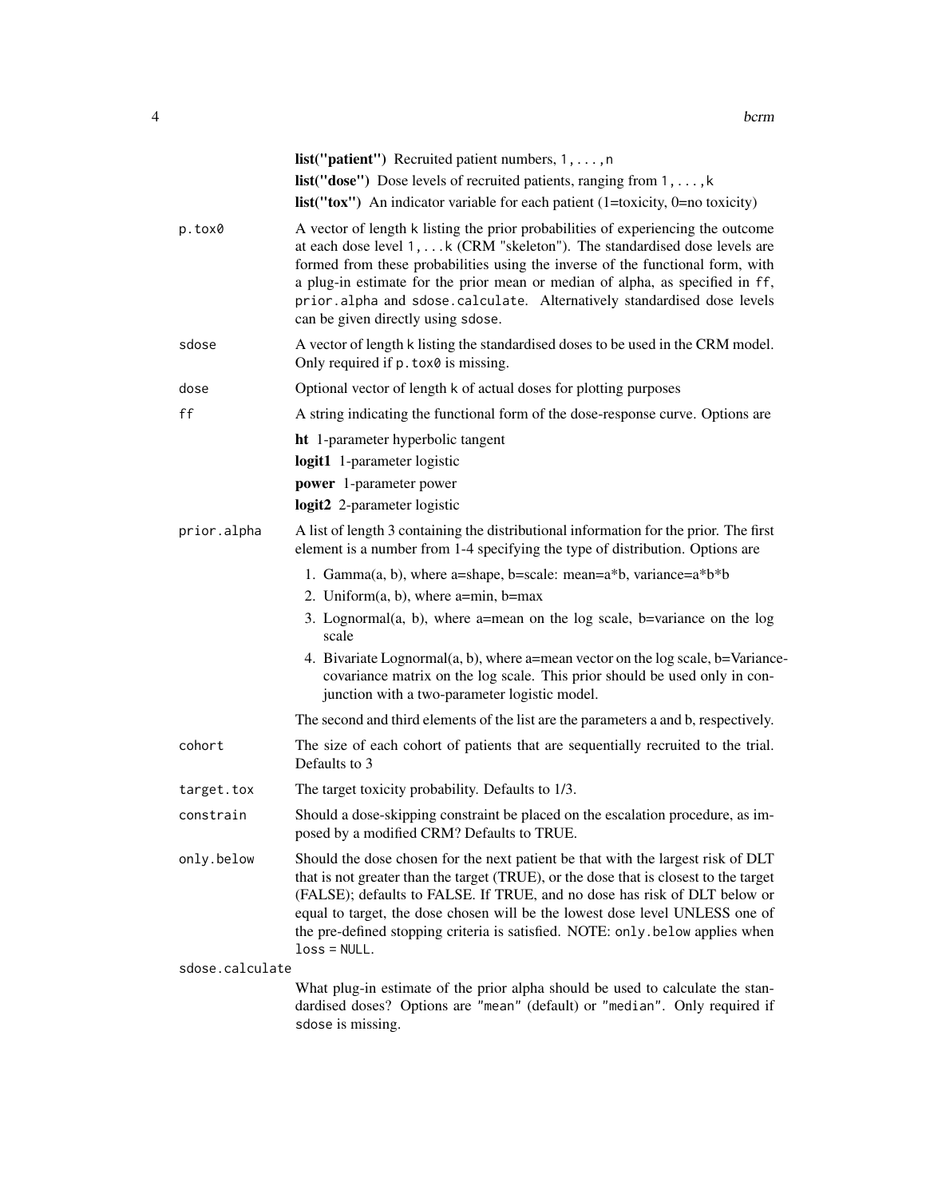**list("patient")** Recruited patient numbers, `1,...,n`

**list("dose")** Dose levels of recruited patients, ranging from `1,...,k`

**list("tox")** An indicator variable for each patient (1=toxicity, 0=no toxicity)

`p.tox0`
: A vector of length `k` listing the prior probabilities of experiencing the outcome at each dose level `1,...k` (CRM "skeleton"). The standardised dose levels are formed from these probabilities using the inverse of the functional form, with a plug-in estimate for the prior mean or median of alpha, as specified in `ff`, `prior.alpha` and `sdose.calculate`. Alternatively standardised dose levels can be given directly using `sdose`.

`sdose`
: A vector of length `k` listing the standardised doses to be used in the CRM model. Only required if `p.tox0` is missing.

`dose`
: Optional vector of length `k` of actual doses for plotting purposes

`ff`
: A string indicating the functional form of the dose-response curve. Options are

  **ht** 1-parameter hyperbolic tangent

  **logit1** 1-parameter logistic

  **power** 1-parameter power

  **logit2** 2-parameter logistic

`prior.alpha`
: A list of length 3 containing the distributional information for the prior. The first element is a number from 1-4 specifying the type of distribution. Options are

  1. Gamma(a, b), where a=shape, b=scale: mean=a*b, variance=a*b*b
  2. Uniform(a, b), where a=min, b=max
  3. Lognormal(a, b), where a=mean on the log scale, b=variance on the log scale
  4. Bivariate Lognormal(a, b), where a=mean vector on the log scale, b=Variance-covariance matrix on the log scale. This prior should be used only in conjunction with a two-parameter logistic model.

  The second and third elements of the list are the parameters a and b, respectively.

`cohort`
: The size of each cohort of patients that are sequentially recruited to the trial. Defaults to 3

`target.tox`
: The target toxicity probability. Defaults to 1/3.

`constrain`
: Should a dose-skipping constraint be placed on the escalation procedure, as imposed by a modified CRM? Defaults to TRUE.

`only.below`
: Should the dose chosen for the next patient be that with the largest risk of DLT that is not greater than the target (TRUE), or the dose that is closest to the target (FALSE); defaults to FALSE. If TRUE, and no dose has risk of DLT below or equal to target, the dose chosen will be the lowest dose level UNLESS one of the pre-defined stopping criteria is satisfied. NOTE: `only.below` applies when `loss = NULL`.

`sdose.calculate`
: What plug-in estimate of the prior alpha should be used to calculate the standardised doses? Options are `"mean"` (default) or `"median"`. Only required if `sdose` is missing.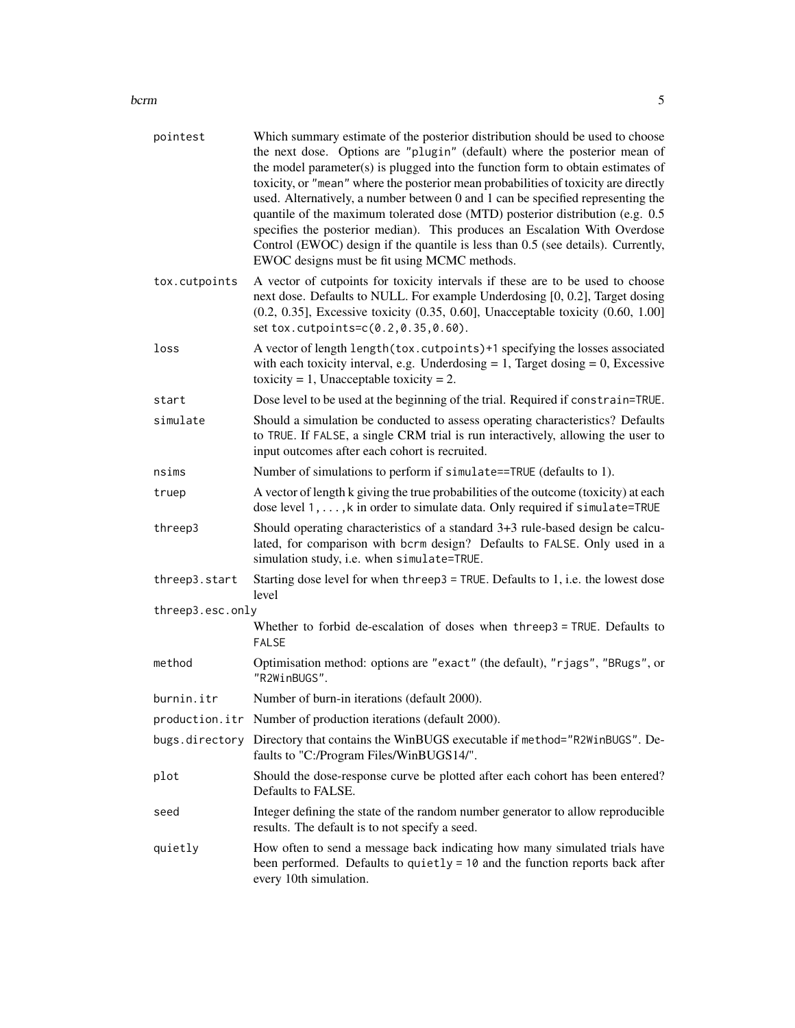| | |
|---|---|
| `pointest` | Which summary estimate of the posterior distribution should be used to choose the next dose. Options are `"plugin"` (default) where the posterior mean of the model parameter(s) is plugged into the function form to obtain estimates of toxicity, or `"mean"` where the posterior mean probabilities of toxicity are directly used. Alternatively, a number between 0 and 1 can be specified representing the quantile of the maximum tolerated dose (MTD) posterior distribution (e.g. 0.5 specifies the posterior median). This produces an Escalation With Overdose Control (EWOC) design if the quantile is less than 0.5 (see details). Currently, EWOC designs must be fit using MCMC methods. |
| `tox.cutpoints` | A vector of cutpoints for toxicity intervals if these are to be used to choose next dose. Defaults to NULL. For example Underdosing [0, 0.2], Target dosing (0.2, 0.35], Excessive toxicity (0.35, 0.60], Unacceptable toxicity (0.60, 1.00] set `tox.cutpoints=c(0.2,0.35,0.60)`. |
| `loss` | A vector of length `length(tox.cutpoints)+1` specifying the losses associated with each toxicity interval, e.g. Underdosing = 1, Target dosing = 0, Excessive toxicity = 1, Unacceptable toxicity = 2. |
| `start` | Dose level to be used at the beginning of the trial. Required if `constrain=TRUE`. |
| `simulate` | Should a simulation be conducted to assess operating characteristics? Defaults to `TRUE`. If `FALSE`, a single CRM trial is run interactively, allowing the user to input outcomes after each cohort is recruited. |
| `nsims` | Number of simulations to perform if `simulate==TRUE` (defaults to 1). |
| `truep` | A vector of length k giving the true probabilities of the outcome (toxicity) at each dose level `1,...,k` in order to simulate data. Only required if `simulate=TRUE` |
| `threep3` | Should operating characteristics of a standard 3+3 rule-based design be calculated, for comparison with `bcrm` design? Defaults to `FALSE`. Only used in a simulation study, i.e. when `simulate=TRUE`. |
| `threep3.start` | Starting dose level for when `threep3 = TRUE`. Defaults to 1, i.e. the lowest dose level |
| `threep3.esc.only` | Whether to forbid de-escalation of doses when `threep3 = TRUE`. Defaults to `FALSE` |
| `method` | Optimisation method: options are `"exact"` (the default), `"rjags"`, `"BRugs"`, or `"R2WinBUGS"`. |
| `burnin.itr` | Number of burn-in iterations (default 2000). |
| `production.itr` | Number of production iterations (default 2000). |
| `bugs.directory` | Directory that contains the WinBUGS executable if `method="R2WinBUGS"`. Defaults to "C:/Program Files/WinBUGS14/". |
| `plot` | Should the dose-response curve be plotted after each cohort has been entered? Defaults to FALSE. |
| `seed` | Integer defining the state of the random number generator to allow reproducible results. The default is to not specify a seed. |
| `quietly` | How often to send a message back indicating how many simulated trials have been performed. Defaults to `quietly = 10` and the function reports back after every 10th simulation. |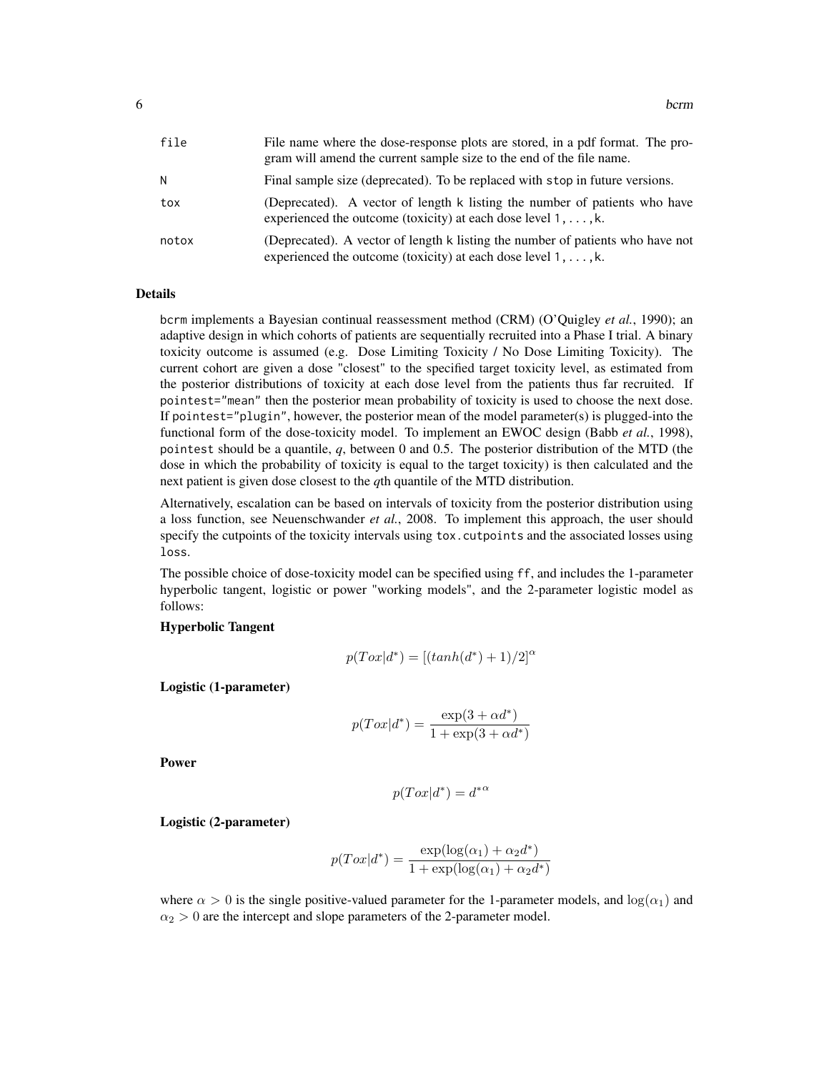| | |
|---|---|
| file | File name where the dose-response plots are stored, in a pdf format. The program will amend the current sample size to the end of the file name. |
| N | Final sample size (deprecated). To be replaced with stop in future versions. |
| tox | (Deprecated). A vector of length k listing the number of patients who have experienced the outcome (toxicity) at each dose level 1, ..., k. |
| notox | (Deprecated). A vector of length k listing the number of patients who have not experienced the outcome (toxicity) at each dose level 1, ..., k. |

## Details

bcrm implements a Bayesian continual reassessment method (CRM) (O'Quigley *et al.*, 1990); an adaptive design in which cohorts of patients are sequentially recruited into a Phase I trial. A binary toxicity outcome is assumed (e.g. Dose Limiting Toxicity / No Dose Limiting Toxicity). The current cohort are given a dose "closest" to the specified target toxicity level, as estimated from the posterior distributions of toxicity at each dose level from the patients thus far recruited. If pointest="mean" then the posterior mean probability of toxicity is used to choose the next dose. If pointest="plugin", however, the posterior mean of the model parameter(s) is plugged-into the functional form of the dose-toxicity model. To implement an EWOC design (Babb *et al.*, 1998), pointest should be a quantile, *q*, between 0 and 0.5. The posterior distribution of the MTD (the dose in which the probability of toxicity is equal to the target toxicity) is then calculated and the next patient is given dose closest to the *q*th quantile of the MTD distribution.

Alternatively, escalation can be based on intervals of toxicity from the posterior distribution using a loss function, see Neuenschwander *et al.*, 2008. To implement this approach, the user should specify the cutpoints of the toxicity intervals using tox.cutpoints and the associated losses using loss.

The possible choice of dose-toxicity model can be specified using ff, and includes the 1-parameter hyperbolic tangent, logistic or power "working models", and the 2-parameter logistic model as follows:

**Hyperbolic Tangent**

$$p(Tox|d^*) = [(tanh(d^*) + 1)/2]^\alpha$$

**Logistic (1-parameter)**

$$p(Tox|d^*) = \frac{\exp(3 + \alpha d^*)}{1 + \exp(3 + \alpha d^*)}$$

**Power**

$$p(Tox|d^*) = {d^*}^\alpha$$

**Logistic (2-parameter)**

$$p(Tox|d^*) = \frac{\exp(\log(\alpha_1) + \alpha_2 d^*)}{1 + \exp(\log(\alpha_1) + \alpha_2 d^*)}$$

where $\alpha > 0$ is the single positive-valued parameter for the 1-parameter models, and $\log(\alpha_1)$ and $\alpha_2 > 0$ are the intercept and slope parameters of the 2-parameter model.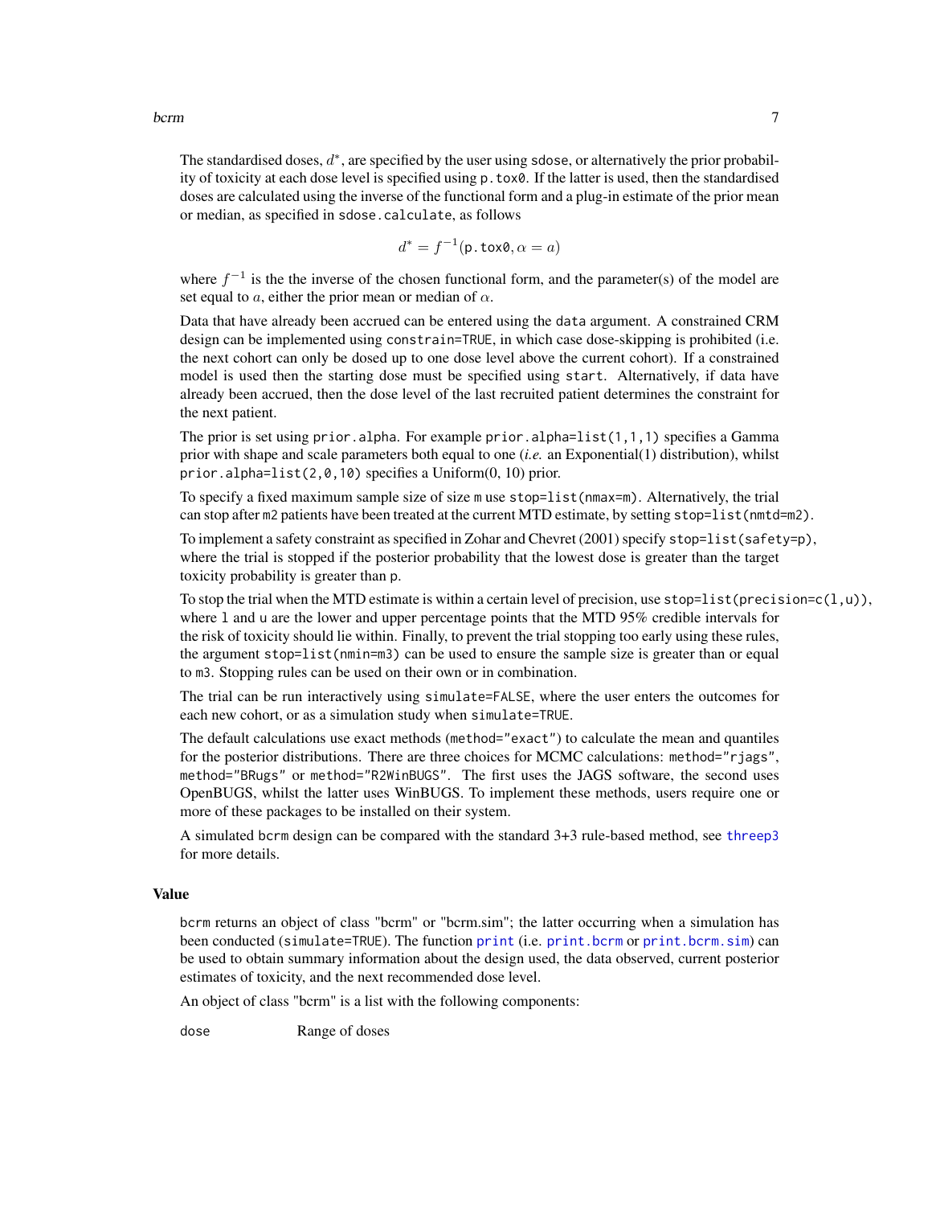The standardised doses, $d^*$, are specified by the user using `sdose`, or alternatively the prior probability of toxicity at each dose level is specified using `p.tox0`. If the latter is used, then the standardised doses are calculated using the inverse of the functional form and a plug-in estimate of the prior mean or median, as specified in `sdose.calculate`, as follows

$$d^* = f^{-1}(\texttt{p.tox0}, \alpha = a)$$

where $f^{-1}$ is the the inverse of the chosen functional form, and the parameter(s) of the model are set equal to $a$, either the prior mean or median of $\alpha$.

Data that have already been accrued can be entered using the `data` argument. A constrained CRM design can be implemented using `constrain=TRUE`, in which case dose-skipping is prohibited (i.e. the next cohort can only be dosed up to one dose level above the current cohort). If a constrained model is used then the starting dose must be specified using `start`. Alternatively, if data have already been accrued, then the dose level of the last recruited patient determines the constraint for the next patient.

The prior is set using `prior.alpha`. For example `prior.alpha=list(1,1,1)` specifies a Gamma prior with shape and scale parameters both equal to one (*i.e.* an Exponential(1) distribution), whilst `prior.alpha=list(2,0,10)` specifies a Uniform(0, 10) prior.

To specify a fixed maximum sample size of size `m` use `stop=list(nmax=m)`. Alternatively, the trial can stop after `m2` patients have been treated at the current MTD estimate, by setting `stop=list(nmtd=m2)`.

To implement a safety constraint as specified in Zohar and Chevret (2001) specify `stop=list(safety=p)`, where the trial is stopped if the posterior probability that the lowest dose is greater than the target toxicity probability is greater than `p`.

To stop the trial when the MTD estimate is within a certain level of precision, use `stop=list(precision=c(l,u))`, where `l` and `u` are the lower and upper percentage points that the MTD 95% credible intervals for the risk of toxicity should lie within. Finally, to prevent the trial stopping too early using these rules, the argument `stop=list(nmin=m3)` can be used to ensure the sample size is greater than or equal to `m3`. Stopping rules can be used on their own or in combination.

The trial can be run interactively using `simulate=FALSE`, where the user enters the outcomes for each new cohort, or as a simulation study when `simulate=TRUE`.

The default calculations use exact methods (`method="exact"`) to calculate the mean and quantiles for the posterior distributions. There are three choices for MCMC calculations: `method="rjags"`, `method="BRugs"` or `method="R2WinBUGS"`. The first uses the JAGS software, the second uses OpenBUGS, whilst the latter uses WinBUGS. To implement these methods, users require one or more of these packages to be installed on their system.

A simulated `bcrm` design can be compared with the standard 3+3 rule-based method, see `threep3` for more details.

## Value

`bcrm` returns an object of class "bcrm" or "bcrm.sim"; the latter occurring when a simulation has been conducted (`simulate=TRUE`). The function `print` (i.e. `print.bcrm` or `print.bcrm.sim`) can be used to obtain summary information about the design used, the data observed, current posterior estimates of toxicity, and the next recommended dose level.

An object of class "bcrm" is a list with the following components:

`dose` Range of doses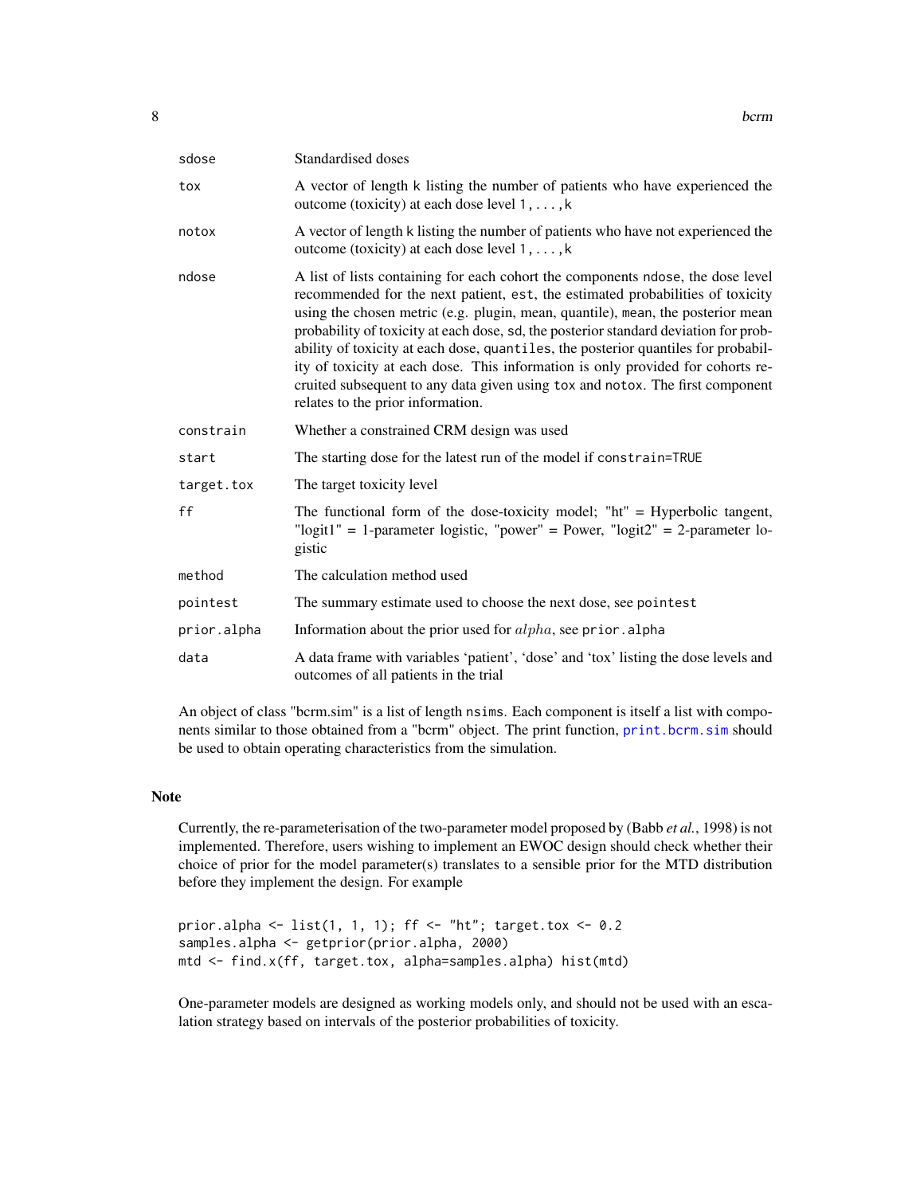| | |
|---|---|
| `sdose` | Standardised doses |
| `tox` | A vector of length k listing the number of patients who have experienced the outcome (toxicity) at each dose level 1, . . . , k |
| `notox` | A vector of length k listing the number of patients who have not experienced the outcome (toxicity) at each dose level 1, . . . , k |
| `ndose` | A list of lists containing for each cohort the components `ndose`, the dose level recommended for the next patient, `est`, the estimated probabilities of toxicity using the chosen metric (e.g. plugin, mean, quantile), `mean`, the posterior mean probability of toxicity at each dose, `sd`, the posterior standard deviation for probability of toxicity at each dose, `quantiles`, the posterior quantiles for probability of toxicity at each dose. This information is only provided for cohorts recruited subsequent to any data given using `tox` and `notox`. The first component relates to the prior information. |
| `constrain` | Whether a constrained CRM design was used |
| `start` | The starting dose for the latest run of the model if `constrain=TRUE` |
| `target.tox` | The target toxicity level |
| `ff` | The functional form of the dose-toxicity model; "ht" = Hyperbolic tangent, "logit1" = 1-parameter logistic, "power" = Power, "logit2" = 2-parameter logistic |
| `method` | The calculation method used |
| `pointest` | The summary estimate used to choose the next dose, see `pointest` |
| `prior.alpha` | Information about the prior used for $alpha$, see `prior.alpha` |
| `data` | A data frame with variables 'patient', 'dose' and 'tox' listing the dose levels and outcomes of all patients in the trial |

An object of class "bcrm.sim" is a list of length `nsims`. Each component is itself a list with components similar to those obtained from a "bcrm" object. The print function, `print.bcrm.sim` should be used to obtain operating characteristics from the simulation.

## Note

Currently, the re-parameterisation of the two-parameter model proposed by (Babb *et al.*, 1998) is not implemented. Therefore, users wishing to implement an EWOC design should check whether their choice of prior for the model parameter(s) translates to a sensible prior for the MTD distribution before they implement the design. For example

```
prior.alpha <- list(1, 1, 1); ff <- "ht"; target.tox <- 0.2
samples.alpha <- getprior(prior.alpha, 2000)
mtd <- find.x(ff, target.tox, alpha=samples.alpha) hist(mtd)
```

One-parameter models are designed as working models only, and should not be used with an escalation strategy based on intervals of the posterior probabilities of toxicity.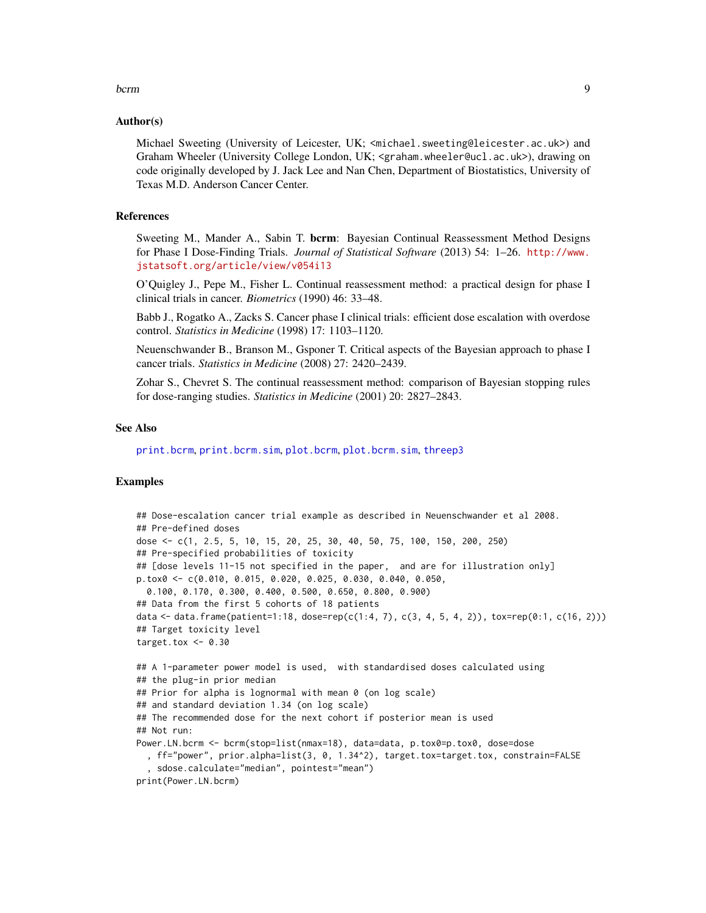## Author(s)

Michael Sweeting (University of Leicester, UK; <michael.sweeting@leicester.ac.uk>) and Graham Wheeler (University College London, UK; <graham.wheeler@ucl.ac.uk>), drawing on code originally developed by J. Jack Lee and Nan Chen, Department of Biostatistics, University of Texas M.D. Anderson Cancer Center.

## References

Sweeting M., Mander A., Sabin T. **bcrm**: Bayesian Continual Reassessment Method Designs for Phase I Dose-Finding Trials. *Journal of Statistical Software* (2013) 54: 1–26. http://www.jstatsoft.org/article/view/v054i13

O'Quigley J., Pepe M., Fisher L. Continual reassessment method: a practical design for phase I clinical trials in cancer. *Biometrics* (1990) 46: 33–48.

Babb J., Rogatko A., Zacks S. Cancer phase I clinical trials: efficient dose escalation with overdose control. *Statistics in Medicine* (1998) 17: 1103–1120.

Neuenschwander B., Branson M., Gsponer T. Critical aspects of the Bayesian approach to phase I cancer trials. *Statistics in Medicine* (2008) 27: 2420–2439.

Zohar S., Chevret S. The continual reassessment method: comparison of Bayesian stopping rules for dose-ranging studies. *Statistics in Medicine* (2001) 20: 2827–2843.

## See Also

print.bcrm, print.bcrm.sim, plot.bcrm, plot.bcrm.sim, threep3

## Examples

```
## Dose-escalation cancer trial example as described in Neuenschwander et al 2008.
## Pre-defined doses
dose <- c(1, 2.5, 5, 10, 15, 20, 25, 30, 40, 50, 75, 100, 150, 200, 250)
## Pre-specified probabilities of toxicity
## [dose levels 11-15 not specified in the paper,  and are for illustration only]
p.tox0 <- c(0.010, 0.015, 0.020, 0.025, 0.030, 0.040, 0.050,
  0.100, 0.170, 0.300, 0.400, 0.500, 0.650, 0.800, 0.900)
## Data from the first 5 cohorts of 18 patients
data <- data.frame(patient=1:18, dose=rep(c(1:4, 7), c(3, 4, 5, 4, 2)), tox=rep(0:1, c(16, 2)))
## Target toxicity level
target.tox <- 0.30

## A 1-parameter power model is used,  with standardised doses calculated using
## the plug-in prior median
## Prior for alpha is lognormal with mean 0 (on log scale)
## and standard deviation 1.34 (on log scale)
## The recommended dose for the next cohort if posterior mean is used
## Not run:
Power.LN.bcrm <- bcrm(stop=list(nmax=18), data=data, p.tox0=p.tox0, dose=dose
  , ff="power", prior.alpha=list(3, 0, 1.34^2), target.tox=target.tox, constrain=FALSE
  , sdose.calculate="median", pointest="mean")
print(Power.LN.bcrm)
```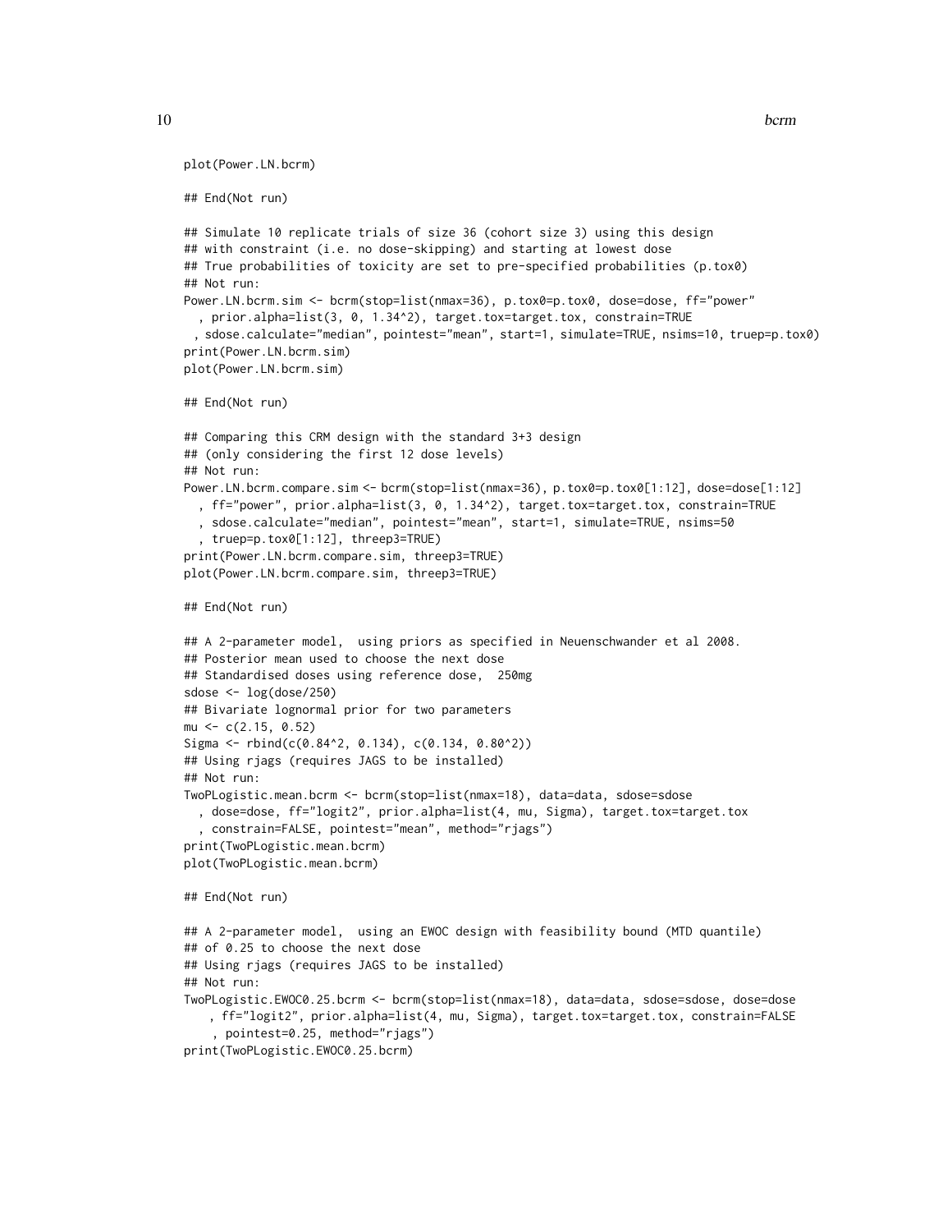```
plot(Power.LN.bcrm)

## End(Not run)

## Simulate 10 replicate trials of size 36 (cohort size 3) using this design
## with constraint (i.e. no dose-skipping) and starting at lowest dose
## True probabilities of toxicity are set to pre-specified probabilities (p.tox0)
## Not run:
Power.LN.bcrm.sim <- bcrm(stop=list(nmax=36), p.tox0=p.tox0, dose=dose, ff="power"
  , prior.alpha=list(3, 0, 1.34^2), target.tox=target.tox, constrain=TRUE
 , sdose.calculate="median", pointest="mean", start=1, simulate=TRUE, nsims=10, truep=p.tox0)
print(Power.LN.bcrm.sim)
plot(Power.LN.bcrm.sim)

## End(Not run)

## Comparing this CRM design with the standard 3+3 design
## (only considering the first 12 dose levels)
## Not run:
Power.LN.bcrm.compare.sim <- bcrm(stop=list(nmax=36), p.tox0=p.tox0[1:12], dose=dose[1:12]
  , ff="power", prior.alpha=list(3, 0, 1.34^2), target.tox=target.tox, constrain=TRUE
  , sdose.calculate="median", pointest="mean", start=1, simulate=TRUE, nsims=50
  , truep=p.tox0[1:12], threep3=TRUE)
print(Power.LN.bcrm.compare.sim, threep3=TRUE)
plot(Power.LN.bcrm.compare.sim, threep3=TRUE)

## End(Not run)

## A 2-parameter model,  using priors as specified in Neuenschwander et al 2008.
## Posterior mean used to choose the next dose
## Standardised doses using reference dose,  250mg
sdose <- log(dose/250)
## Bivariate lognormal prior for two parameters
mu <- c(2.15, 0.52)
Sigma <- rbind(c(0.84^2, 0.134), c(0.134, 0.80^2))
## Using rjags (requires JAGS to be installed)
## Not run:
TwoPLogistic.mean.bcrm <- bcrm(stop=list(nmax=18), data=data, sdose=sdose
  , dose=dose, ff="logit2", prior.alpha=list(4, mu, Sigma), target.tox=target.tox
  , constrain=FALSE, pointest="mean", method="rjags")
print(TwoPLogistic.mean.bcrm)
plot(TwoPLogistic.mean.bcrm)

## End(Not run)

## A 2-parameter model,  using an EWOC design with feasibility bound (MTD quantile)
## of 0.25 to choose the next dose
## Using rjags (requires JAGS to be installed)
## Not run:
TwoPLogistic.EWOC0.25.bcrm <- bcrm(stop=list(nmax=18), data=data, sdose=sdose, dose=dose
    , ff="logit2", prior.alpha=list(4, mu, Sigma), target.tox=target.tox, constrain=FALSE
    , pointest=0.25, method="rjags")
print(TwoPLogistic.EWOC0.25.bcrm)
```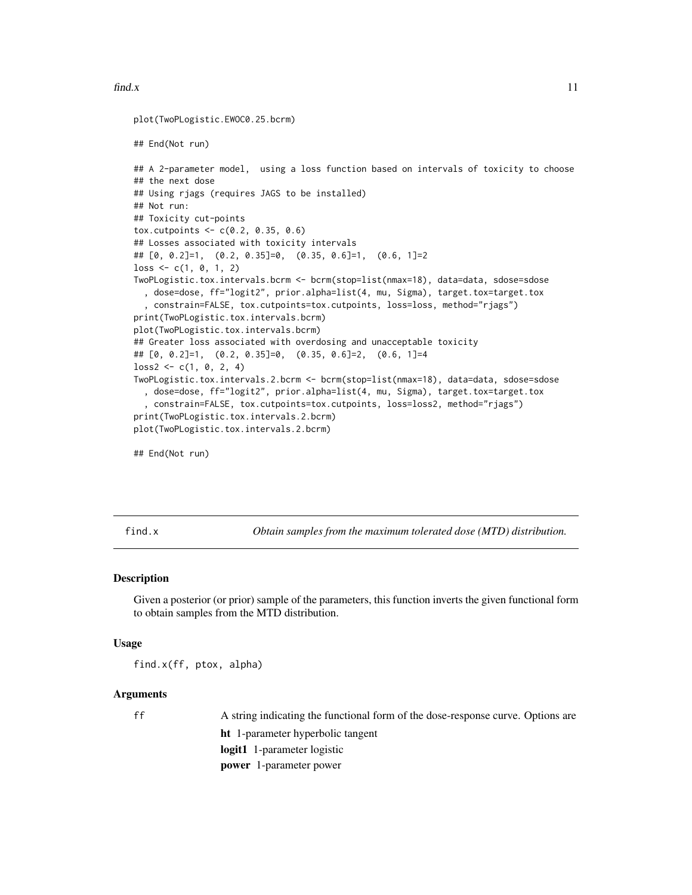```
plot(TwoPLogistic.EWOC0.25.bcrm)

## End(Not run)

## A 2-parameter model,  using a loss function based on intervals of toxicity to choose
## the next dose
## Using rjags (requires JAGS to be installed)
## Not run:
## Toxicity cut-points
tox.cutpoints <- c(0.2, 0.35, 0.6)
## Losses associated with toxicity intervals
## [0, 0.2]=1,  (0.2, 0.35]=0,  (0.35, 0.6]=1,  (0.6, 1]=2
loss <- c(1, 0, 1, 2)
TwoPLogistic.tox.intervals.bcrm <- bcrm(stop=list(nmax=18), data=data, sdose=sdose
  , dose=dose, ff="logit2", prior.alpha=list(4, mu, Sigma), target.tox=target.tox
  , constrain=FALSE, tox.cutpoints=tox.cutpoints, loss=loss, method="rjags")
print(TwoPLogistic.tox.intervals.bcrm)
plot(TwoPLogistic.tox.intervals.bcrm)
## Greater loss associated with overdosing and unacceptable toxicity
## [0, 0.2]=1,  (0.2, 0.35]=0,  (0.35, 0.6]=2,  (0.6, 1]=4
loss2 <- c(1, 0, 2, 4)
TwoPLogistic.tox.intervals.2.bcrm <- bcrm(stop=list(nmax=18), data=data, sdose=sdose
  , dose=dose, ff="logit2", prior.alpha=list(4, mu, Sigma), target.tox=target.tox
  , constrain=FALSE, tox.cutpoints=tox.cutpoints, loss=loss2, method="rjags")
print(TwoPLogistic.tox.intervals.2.bcrm)
plot(TwoPLogistic.tox.intervals.2.bcrm)

## End(Not run)
```

---

## find.x — *Obtain samples from the maximum tolerated dose (MTD) distribution.*

### Description

Given a posterior (or prior) sample of the parameters, this function inverts the given functional form to obtain samples from the MTD distribution.

### Usage

```
find.x(ff, ptox, alpha)
```

### Arguments

`ff` A string indicating the functional form of the dose-response curve. Options are

- **ht** 1-parameter hyperbolic tangent
- **logit1** 1-parameter logistic
- **power** 1-parameter power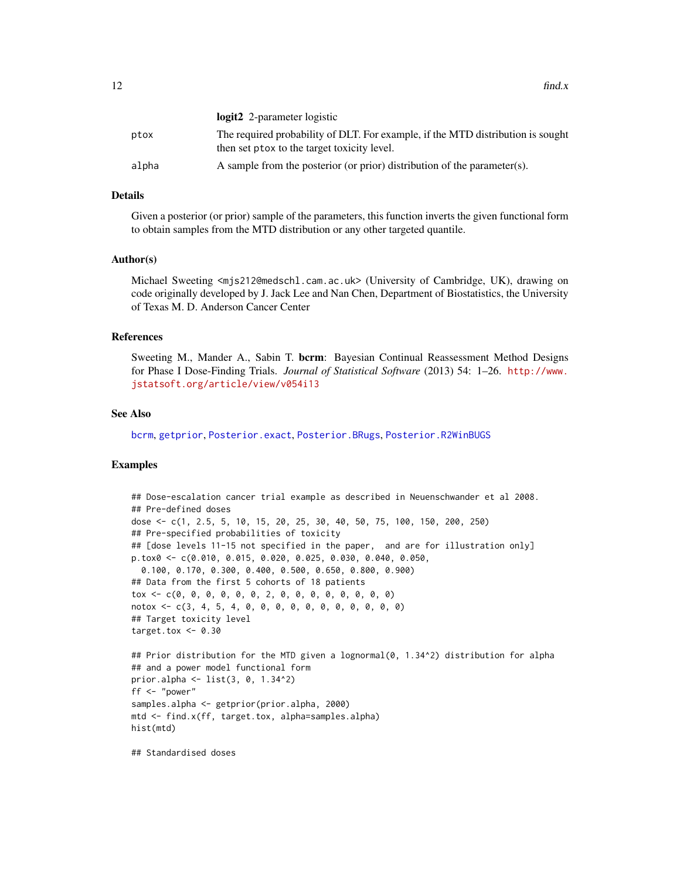**logit2** 2-parameter logistic

ptox — The required probability of DLT. For example, if the MTD distribution is sought then set ptox to the target toxicity level.

alpha — A sample from the posterior (or prior) distribution of the parameter(s).

## Details

Given a posterior (or prior) sample of the parameters, this function inverts the given functional form to obtain samples from the MTD distribution or any other targeted quantile.

## Author(s)

Michael Sweeting <mjs212@medschl.cam.ac.uk> (University of Cambridge, UK), drawing on code originally developed by J. Jack Lee and Nan Chen, Department of Biostatistics, the University of Texas M. D. Anderson Cancer Center

## References

Sweeting M., Mander A., Sabin T. **bcrm**: Bayesian Continual Reassessment Method Designs for Phase I Dose-Finding Trials. *Journal of Statistical Software* (2013) 54: 1–26. http://www.jstatsoft.org/article/view/v054i13

## See Also

bcrm, getprior, Posterior.exact, Posterior.BRugs, Posterior.R2WinBUGS

## Examples

```
## Dose-escalation cancer trial example as described in Neuenschwander et al 2008.
## Pre-defined doses
dose <- c(1, 2.5, 5, 10, 15, 20, 25, 30, 40, 50, 75, 100, 150, 200, 250)
## Pre-specified probabilities of toxicity
## [dose levels 11-15 not specified in the paper,  and are for illustration only]
p.tox0 <- c(0.010, 0.015, 0.020, 0.025, 0.030, 0.040, 0.050,
  0.100, 0.170, 0.300, 0.400, 0.500, 0.650, 0.800, 0.900)
## Data from the first 5 cohorts of 18 patients
tox <- c(0, 0, 0, 0, 0, 0, 2, 0, 0, 0, 0, 0, 0, 0, 0)
notox <- c(3, 4, 5, 4, 0, 0, 0, 0, 0, 0, 0, 0, 0, 0, 0)
## Target toxicity level
target.tox <- 0.30

## Prior distribution for the MTD given a lognormal(0, 1.34^2) distribution for alpha
## and a power model functional form
prior.alpha <- list(3, 0, 1.34^2)
ff <- "power"
samples.alpha <- getprior(prior.alpha, 2000)
mtd <- find.x(ff, target.tox, alpha=samples.alpha)
hist(mtd)

## Standardised doses
```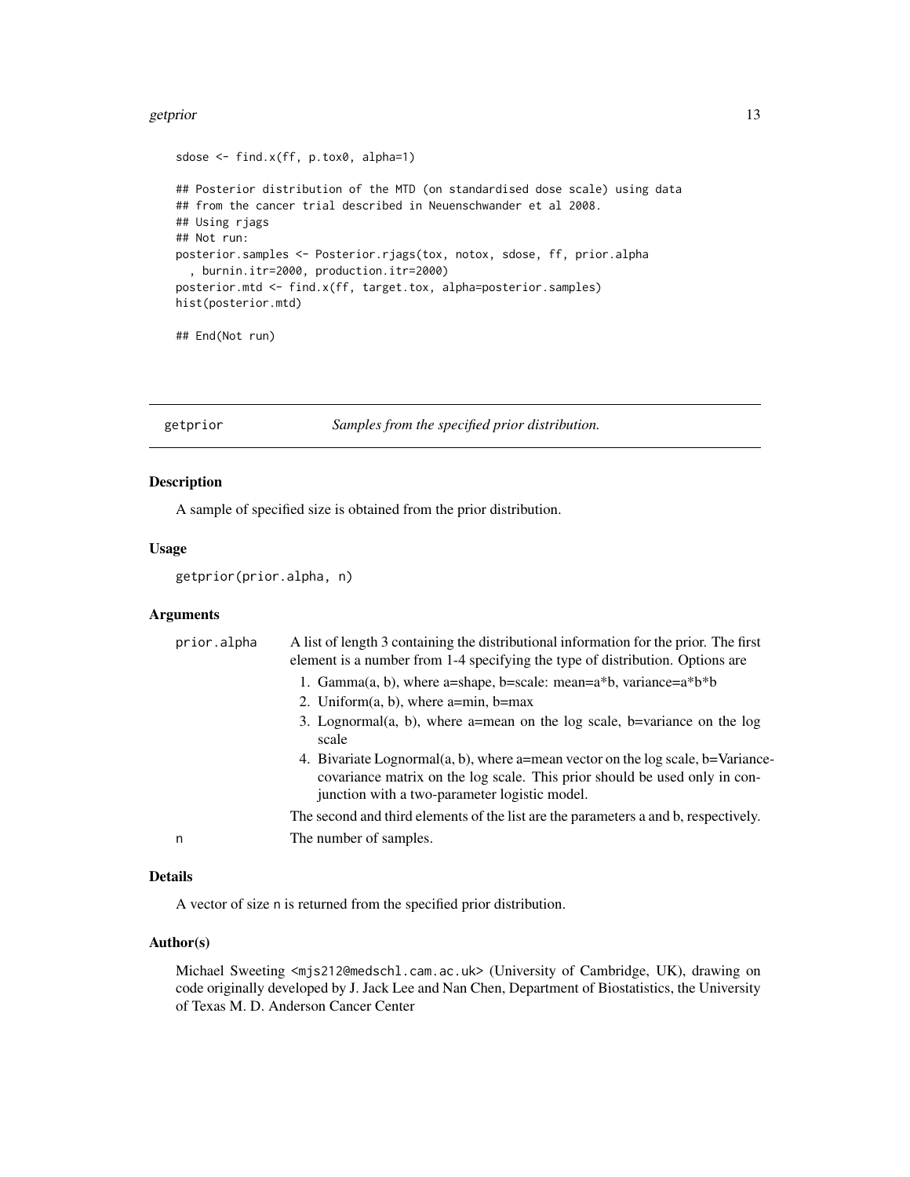```
sdose <- find.x(ff, p.tox0, alpha=1)

## Posterior distribution of the MTD (on standardised dose scale) using data
## from the cancer trial described in Neuenschwander et al 2008.
## Using rjags
## Not run:
posterior.samples <- Posterior.rjags(tox, notox, sdose, ff, prior.alpha
  , burnin.itr=2000, production.itr=2000)
posterior.mtd <- find.x(ff, target.tox, alpha=posterior.samples)
hist(posterior.mtd)

## End(Not run)
```

## getprior — *Samples from the specified prior distribution.*

### Description

A sample of specified size is obtained from the prior distribution.

### Usage

```
getprior(prior.alpha, n)
```

### Arguments

`prior.alpha` A list of length 3 containing the distributional information for the prior. The first element is a number from 1-4 specifying the type of distribution. Options are

1. Gamma(a, b), where a=shape, b=scale: mean=a*b, variance=a*b*b
2. Uniform(a, b), where a=min, b=max
3. Lognormal(a, b), where a=mean on the log scale, b=variance on the log scale
4. Bivariate Lognormal(a, b), where a=mean vector on the log scale, b=Variance-covariance matrix on the log scale. This prior should be used only in conjunction with a two-parameter logistic model.

The second and third elements of the list are the parameters a and b, respectively.

`n` The number of samples.

### Details

A vector of size `n` is returned from the specified prior distribution.

### Author(s)

Michael Sweeting <mjs212@medschl.cam.ac.uk> (University of Cambridge, UK), drawing on code originally developed by J. Jack Lee and Nan Chen, Department of Biostatistics, the University of Texas M. D. Anderson Cancer Center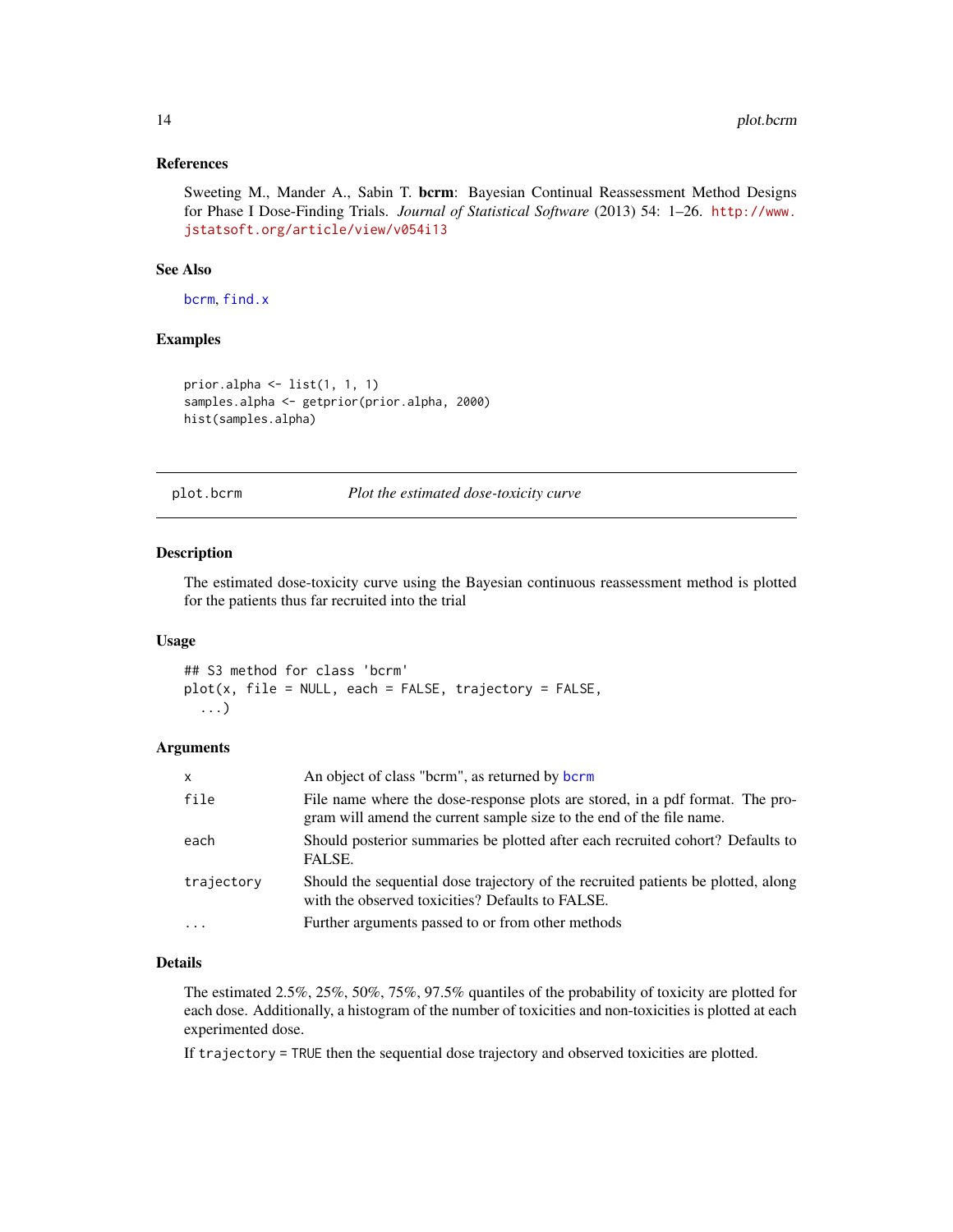### References

Sweeting M., Mander A., Sabin T. **bcrm**: Bayesian Continual Reassessment Method Designs for Phase I Dose-Finding Trials. *Journal of Statistical Software* (2013) 54: 1–26. http://www.jstatsoft.org/article/view/v054i13

### See Also

bcrm, find.x

### Examples

```
prior.alpha <- list(1, 1, 1)
samples.alpha <- getprior(prior.alpha, 2000)
hist(samples.alpha)
```

---

## plot.bcrm — *Plot the estimated dose-toxicity curve*

---

### Description

The estimated dose-toxicity curve using the Bayesian continuous reassessment method is plotted for the patients thus far recruited into the trial

### Usage

```
## S3 method for class 'bcrm'
plot(x, file = NULL, each = FALSE, trajectory = FALSE,
  ...)
```

### Arguments

| | |
|---|---|
| `x` | An object of class "bcrm", as returned by bcrm |
| `file` | File name where the dose-response plots are stored, in a pdf format. The program will amend the current sample size to the end of the file name. |
| `each` | Should posterior summaries be plotted after each recruited cohort? Defaults to FALSE. |
| `trajectory` | Should the sequential dose trajectory of the recruited patients be plotted, along with the observed toxicities? Defaults to FALSE. |
| `...` | Further arguments passed to or from other methods |

### Details

The estimated 2.5%, 25%, 50%, 75%, 97.5% quantiles of the probability of toxicity are plotted for each dose. Additionally, a histogram of the number of toxicities and non-toxicities is plotted at each experimented dose.

If `trajectory = TRUE` then the sequential dose trajectory and observed toxicities are plotted.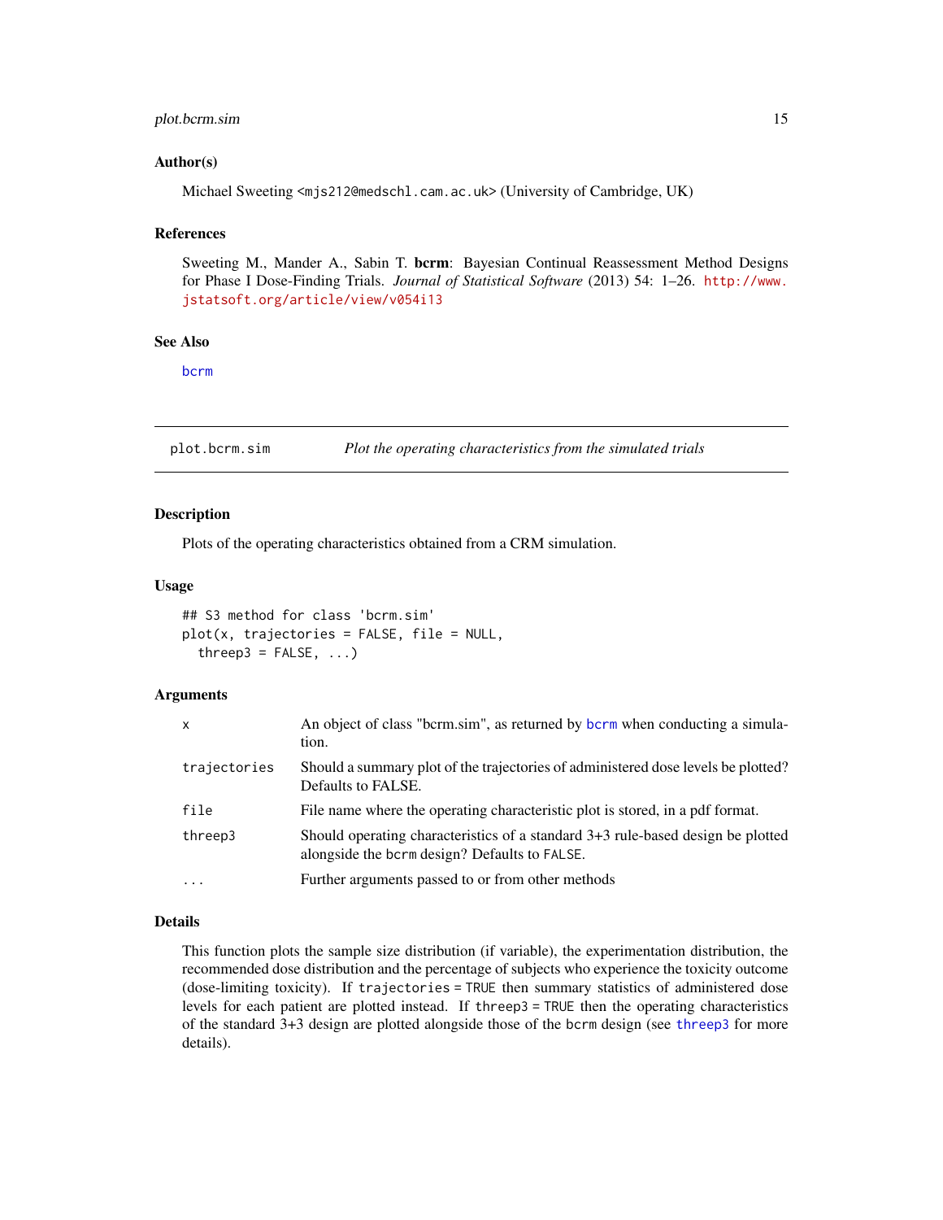## Author(s)

Michael Sweeting <mjs212@medschl.cam.ac.uk> (University of Cambridge, UK)

## References

Sweeting M., Mander A., Sabin T. **bcrm**: Bayesian Continual Reassessment Method Designs for Phase I Dose-Finding Trials. *Journal of Statistical Software* (2013) 54: 1–26. http://www.jstatsoft.org/article/view/v054i13

## See Also

bcrm

---

# plot.bcrm.sim — *Plot the operating characteristics from the simulated trials*

## Description

Plots of the operating characteristics obtained from a CRM simulation.

## Usage

```
## S3 method for class 'bcrm.sim'
plot(x, trajectories = FALSE, file = NULL,
  threep3 = FALSE, ...)
```

## Arguments

| | |
|---|---|
| x | An object of class "bcrm.sim", as returned by bcrm when conducting a simulation. |
| trajectories | Should a summary plot of the trajectories of administered dose levels be plotted? Defaults to FALSE. |
| file | File name where the operating characteristic plot is stored, in a pdf format. |
| threep3 | Should operating characteristics of a standard 3+3 rule-based design be plotted alongside the `bcrm` design? Defaults to `FALSE`. |
| ... | Further arguments passed to or from other methods |

## Details

This function plots the sample size distribution (if variable), the experimentation distribution, the recommended dose distribution and the percentage of subjects who experience the toxicity outcome (dose-limiting toxicity). If `trajectories = TRUE` then summary statistics of administered dose levels for each patient are plotted instead. If `threep3 = TRUE` then the operating characteristics of the standard 3+3 design are plotted alongside those of the `bcrm` design (see threep3 for more details).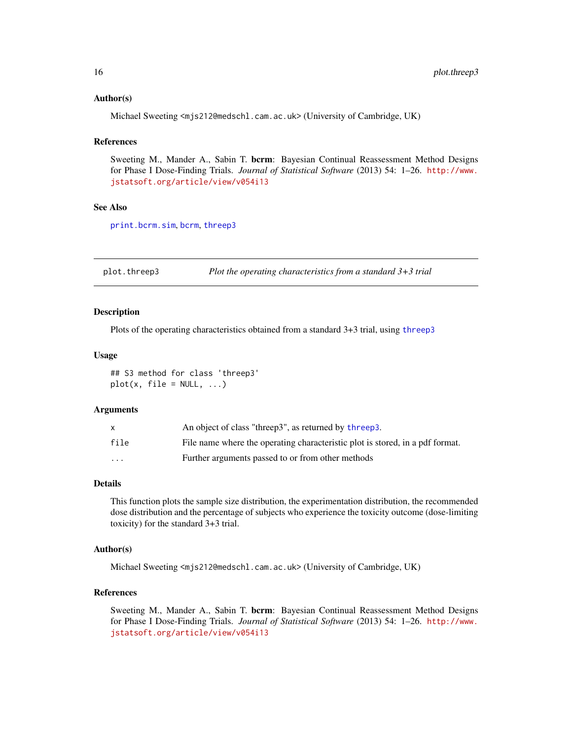### Author(s)

Michael Sweeting <mjs212@medschl.cam.ac.uk> (University of Cambridge, UK)

### References

Sweeting M., Mander A., Sabin T. **bcrm**: Bayesian Continual Reassessment Method Designs for Phase I Dose-Finding Trials. *Journal of Statistical Software* (2013) 54: 1–26. http://www.jstatsoft.org/article/view/v054i13

### See Also

print.bcrm.sim, bcrm, threep3

---

## plot.threep3 — *Plot the operating characteristics from a standard 3+3 trial*

---

### Description

Plots of the operating characteristics obtained from a standard 3+3 trial, using threep3

### Usage

```
## S3 method for class 'threep3'
plot(x, file = NULL, ...)
```

### Arguments

| | |
|---|---|
| x | An object of class "threep3", as returned by threep3. |
| file | File name where the operating characteristic plot is stored, in a pdf format. |
| ... | Further arguments passed to or from other methods |

### Details

This function plots the sample size distribution, the experimentation distribution, the recommended dose distribution and the percentage of subjects who experience the toxicity outcome (dose-limiting toxicity) for the standard 3+3 trial.

### Author(s)

Michael Sweeting <mjs212@medschl.cam.ac.uk> (University of Cambridge, UK)

### References

Sweeting M., Mander A., Sabin T. **bcrm**: Bayesian Continual Reassessment Method Designs for Phase I Dose-Finding Trials. *Journal of Statistical Software* (2013) 54: 1–26. http://www.jstatsoft.org/article/view/v054i13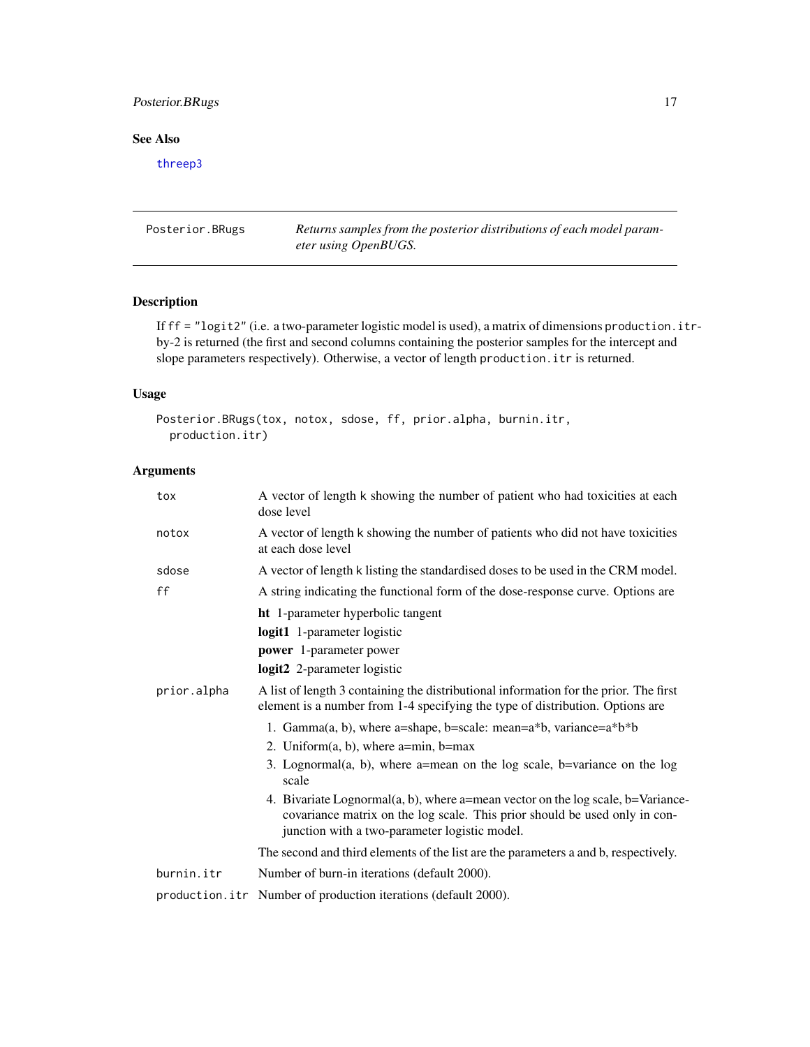## See Also

threep3

## Posterior.BRugs — *Returns samples from the posterior distributions of each model parameter using OpenBUGS.*

### Description

If ff = "logit2" (i.e. a two-parameter logistic model is used), a matrix of dimensions production.itr-by-2 is returned (the first and second columns containing the posterior samples for the intercept and slope parameters respectively). Otherwise, a vector of length production.itr is returned.

### Usage

```
Posterior.BRugs(tox, notox, sdose, ff, prior.alpha, burnin.itr,
  production.itr)
```

### Arguments

| | |
|---|---|
| tox | A vector of length k showing the number of patient who had toxicities at each dose level |
| notox | A vector of length k showing the number of patients who did not have toxicities at each dose level |
| sdose | A vector of length k listing the standardised doses to be used in the CRM model. |
| ff | A string indicating the functional form of the dose-response curve. Options are<br>**ht** 1-parameter hyperbolic tangent<br>**logit1** 1-parameter logistic<br>**power** 1-parameter power<br>**logit2** 2-parameter logistic |
| prior.alpha | A list of length 3 containing the distributional information for the prior. The first element is a number from 1-4 specifying the type of distribution. Options are<br>1. Gamma(a, b), where a=shape, b=scale: mean=a*b, variance=a*b*b<br>2. Uniform(a, b), where a=min, b=max<br>3. Lognormal(a, b), where a=mean on the log scale, b=variance on the log scale<br>4. Bivariate Lognormal(a, b), where a=mean vector on the log scale, b=Variance-covariance matrix on the log scale. This prior should be used only in conjunction with a two-parameter logistic model.<br>The second and third elements of the list are the parameters a and b, respectively. |
| burnin.itr | Number of burn-in iterations (default 2000). |
| production.itr | Number of production iterations (default 2000). |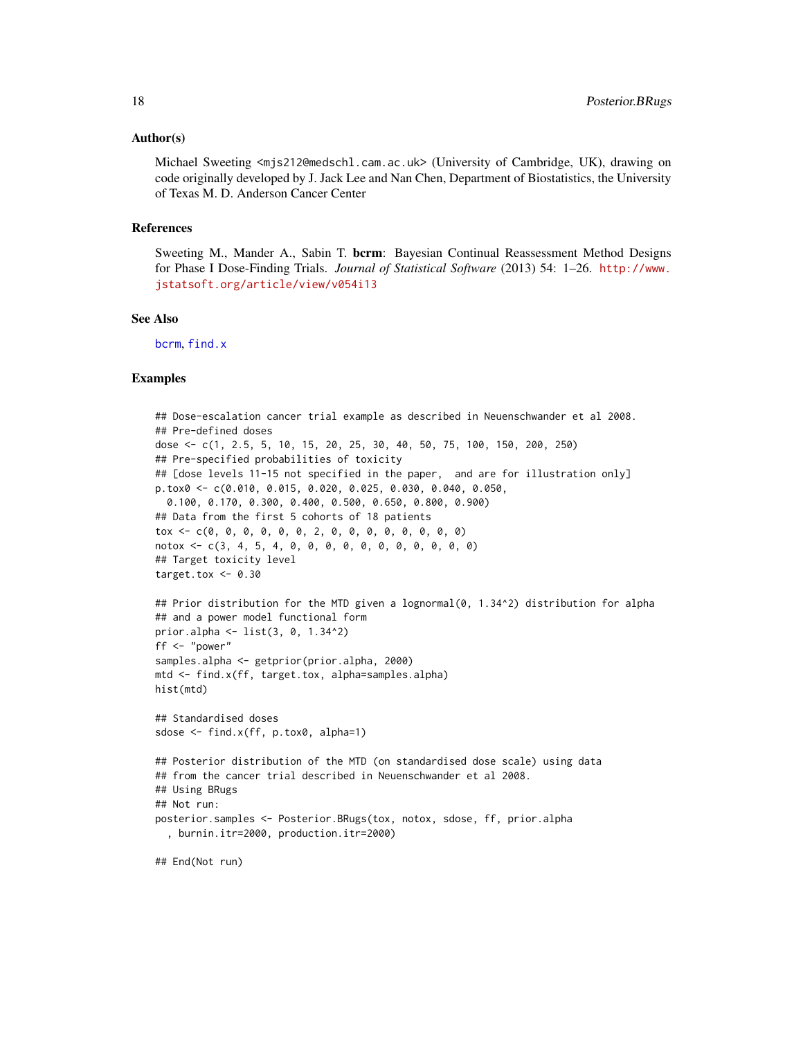### Author(s)

Michael Sweeting <mjs212@medschl.cam.ac.uk> (University of Cambridge, UK), drawing on code originally developed by J. Jack Lee and Nan Chen, Department of Biostatistics, the University of Texas M. D. Anderson Cancer Center

### References

Sweeting M., Mander A., Sabin T. **bcrm**: Bayesian Continual Reassessment Method Designs for Phase I Dose-Finding Trials. *Journal of Statistical Software* (2013) 54: 1–26. http://www.jstatsoft.org/article/view/v054i13

### See Also

bcrm, find.x

### Examples

```
## Dose-escalation cancer trial example as described in Neuenschwander et al 2008.
## Pre-defined doses
dose <- c(1, 2.5, 5, 10, 15, 20, 25, 30, 40, 50, 75, 100, 150, 200, 250)
## Pre-specified probabilities of toxicity
## [dose levels 11-15 not specified in the paper,  and are for illustration only]
p.tox0 <- c(0.010, 0.015, 0.020, 0.025, 0.030, 0.040, 0.050,
  0.100, 0.170, 0.300, 0.400, 0.500, 0.650, 0.800, 0.900)
## Data from the first 5 cohorts of 18 patients
tox <- c(0, 0, 0, 0, 0, 0, 2, 0, 0, 0, 0, 0, 0, 0, 0)
notox <- c(3, 4, 5, 4, 0, 0, 0, 0, 0, 0, 0, 0, 0, 0, 0)
## Target toxicity level
target.tox <- 0.30

## Prior distribution for the MTD given a lognormal(0, 1.34^2) distribution for alpha
## and a power model functional form
prior.alpha <- list(3, 0, 1.34^2)
ff <- "power"
samples.alpha <- getprior(prior.alpha, 2000)
mtd <- find.x(ff, target.tox, alpha=samples.alpha)
hist(mtd)

## Standardised doses
sdose <- find.x(ff, p.tox0, alpha=1)

## Posterior distribution of the MTD (on standardised dose scale) using data
## from the cancer trial described in Neuenschwander et al 2008.
## Using BRugs
## Not run:
posterior.samples <- Posterior.BRugs(tox, notox, sdose, ff, prior.alpha
  , burnin.itr=2000, production.itr=2000)

## End(Not run)
```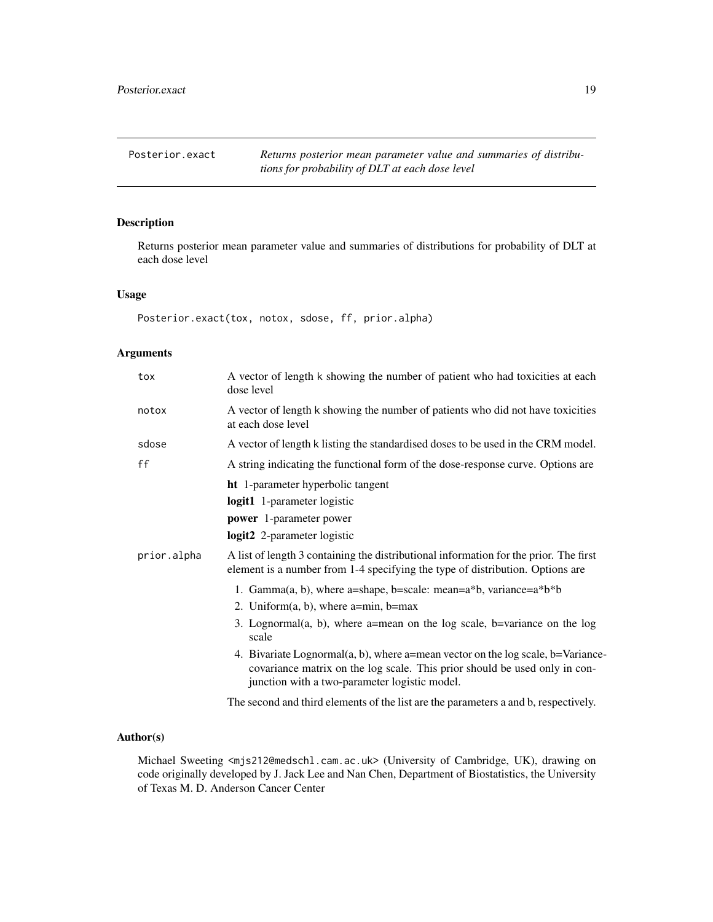## Posterior.exact

*Returns posterior mean parameter value and summaries of distributions for probability of DLT at each dose level*

### Description

Returns posterior mean parameter value and summaries of distributions for probability of DLT at each dose level

### Usage

```
Posterior.exact(tox, notox, sdose, ff, prior.alpha)
```

### Arguments

| | |
|---|---|
| tox | A vector of length k showing the number of patient who had toxicities at each dose level |
| notox | A vector of length k showing the number of patients who did not have toxicities at each dose level |
| sdose | A vector of length k listing the standardised doses to be used in the CRM model. |
| ff | A string indicating the functional form of the dose-response curve. Options are<br>**ht** 1-parameter hyperbolic tangent<br>**logit1** 1-parameter logistic<br>**power** 1-parameter power<br>**logit2** 2-parameter logistic |
| prior.alpha | A list of length 3 containing the distributional information for the prior. The first element is a number from 1-4 specifying the type of distribution. Options are<br>1. Gamma(a, b), where a=shape, b=scale: mean=a*b, variance=a*b*b<br>2. Uniform(a, b), where a=min, b=max<br>3. Lognormal(a, b), where a=mean on the log scale, b=variance on the log scale<br>4. Bivariate Lognormal(a, b), where a=mean vector on the log scale, b=Variance-covariance matrix on the log scale. This prior should be used only in conjunction with a two-parameter logistic model.<br>The second and third elements of the list are the parameters a and b, respectively. |

### Author(s)

Michael Sweeting <mjs212@medschl.cam.ac.uk> (University of Cambridge, UK), drawing on code originally developed by J. Jack Lee and Nan Chen, Department of Biostatistics, the University of Texas M. D. Anderson Cancer Center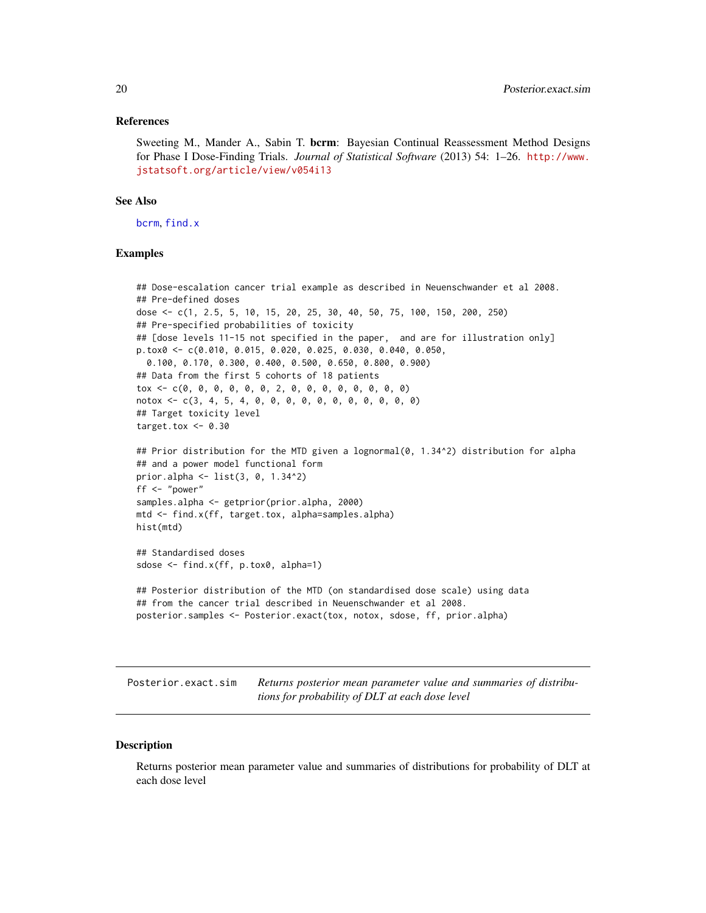### References

Sweeting M., Mander A., Sabin T. **bcrm**: Bayesian Continual Reassessment Method Designs for Phase I Dose-Finding Trials. *Journal of Statistical Software* (2013) 54: 1–26. http://www.jstatsoft.org/article/view/v054i13

### See Also

bcrm, find.x

### Examples

```
## Dose-escalation cancer trial example as described in Neuenschwander et al 2008.
## Pre-defined doses
dose <- c(1, 2.5, 5, 10, 15, 20, 25, 30, 40, 50, 75, 100, 150, 200, 250)
## Pre-specified probabilities of toxicity
## [dose levels 11-15 not specified in the paper,  and are for illustration only]
p.tox0 <- c(0.010, 0.015, 0.020, 0.025, 0.030, 0.040, 0.050,
  0.100, 0.170, 0.300, 0.400, 0.500, 0.650, 0.800, 0.900)
## Data from the first 5 cohorts of 18 patients
tox <- c(0, 0, 0, 0, 0, 0, 2, 0, 0, 0, 0, 0, 0, 0, 0)
notox <- c(3, 4, 5, 4, 0, 0, 0, 0, 0, 0, 0, 0, 0, 0, 0)
## Target toxicity level
target.tox <- 0.30

## Prior distribution for the MTD given a lognormal(0, 1.34^2) distribution for alpha
## and a power model functional form
prior.alpha <- list(3, 0, 1.34^2)
ff <- "power"
samples.alpha <- getprior(prior.alpha, 2000)
mtd <- find.x(ff, target.tox, alpha=samples.alpha)
hist(mtd)

## Standardised doses
sdose <- find.x(ff, p.tox0, alpha=1)

## Posterior distribution of the MTD (on standardised dose scale) using data
## from the cancer trial described in Neuenschwander et al 2008.
posterior.samples <- Posterior.exact(tox, notox, sdose, ff, prior.alpha)
```

---

## Posterior.exact.sim    *Returns posterior mean parameter value and summaries of distributions for probability of DLT at each dose level*

---

### Description

Returns posterior mean parameter value and summaries of distributions for probability of DLT at each dose level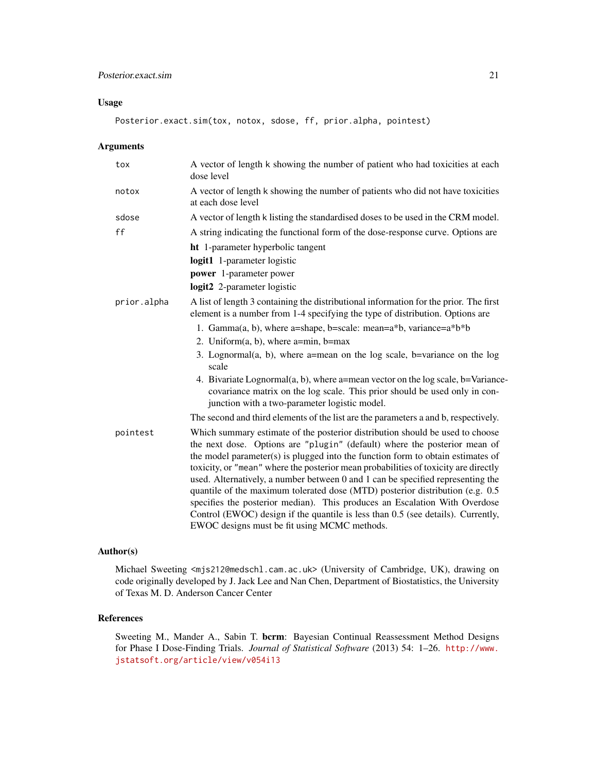## Usage

```
Posterior.exact.sim(tox, notox, sdose, ff, prior.alpha, pointest)
```

## Arguments

- `tox` — A vector of length k showing the number of patient who had toxicities at each dose level
- `notox` — A vector of length k showing the number of patients who did not have toxicities at each dose level
- `sdose` — A vector of length k listing the standardised doses to be used in the CRM model.
- `ff` — A string indicating the functional form of the dose-response curve. Options are
  - **ht** 1-parameter hyperbolic tangent
  - **logit1** 1-parameter logistic
  - **power** 1-parameter power
  - **logit2** 2-parameter logistic
- `prior.alpha` — A list of length 3 containing the distributional information for the prior. The first element is a number from 1-4 specifying the type of distribution. Options are
  1. Gamma(a, b), where a=shape, b=scale: mean=a*b, variance=a*b*b
  2. Uniform(a, b), where a=min, b=max
  3. Lognormal(a, b), where a=mean on the log scale, b=variance on the log scale
  4. Bivariate Lognormal(a, b), where a=mean vector on the log scale, b=Variance-covariance matrix on the log scale. This prior should be used only in conjunction with a two-parameter logistic model.

  The second and third elements of the list are the parameters a and b, respectively.
- `pointest` — Which summary estimate of the posterior distribution should be used to choose the next dose. Options are `"plugin"` (default) where the posterior mean of the model parameter(s) is plugged into the function form to obtain estimates of toxicity, or `"mean"` where the posterior mean probabilities of toxicity are directly used. Alternatively, a number between 0 and 1 can be specified representing the quantile of the maximum tolerated dose (MTD) posterior distribution (e.g. 0.5 specifies the posterior median). This produces an Escalation With Overdose Control (EWOC) design if the quantile is less than 0.5 (see details). Currently, EWOC designs must be fit using MCMC methods.

## Author(s)

Michael Sweeting <mjs212@medschl.cam.ac.uk> (University of Cambridge, UK), drawing on code originally developed by J. Jack Lee and Nan Chen, Department of Biostatistics, the University of Texas M. D. Anderson Cancer Center

## References

Sweeting M., Mander A., Sabin T. **bcrm**: Bayesian Continual Reassessment Method Designs for Phase I Dose-Finding Trials. *Journal of Statistical Software* (2013) 54: 1–26. http://www.jstatsoft.org/article/view/v054i13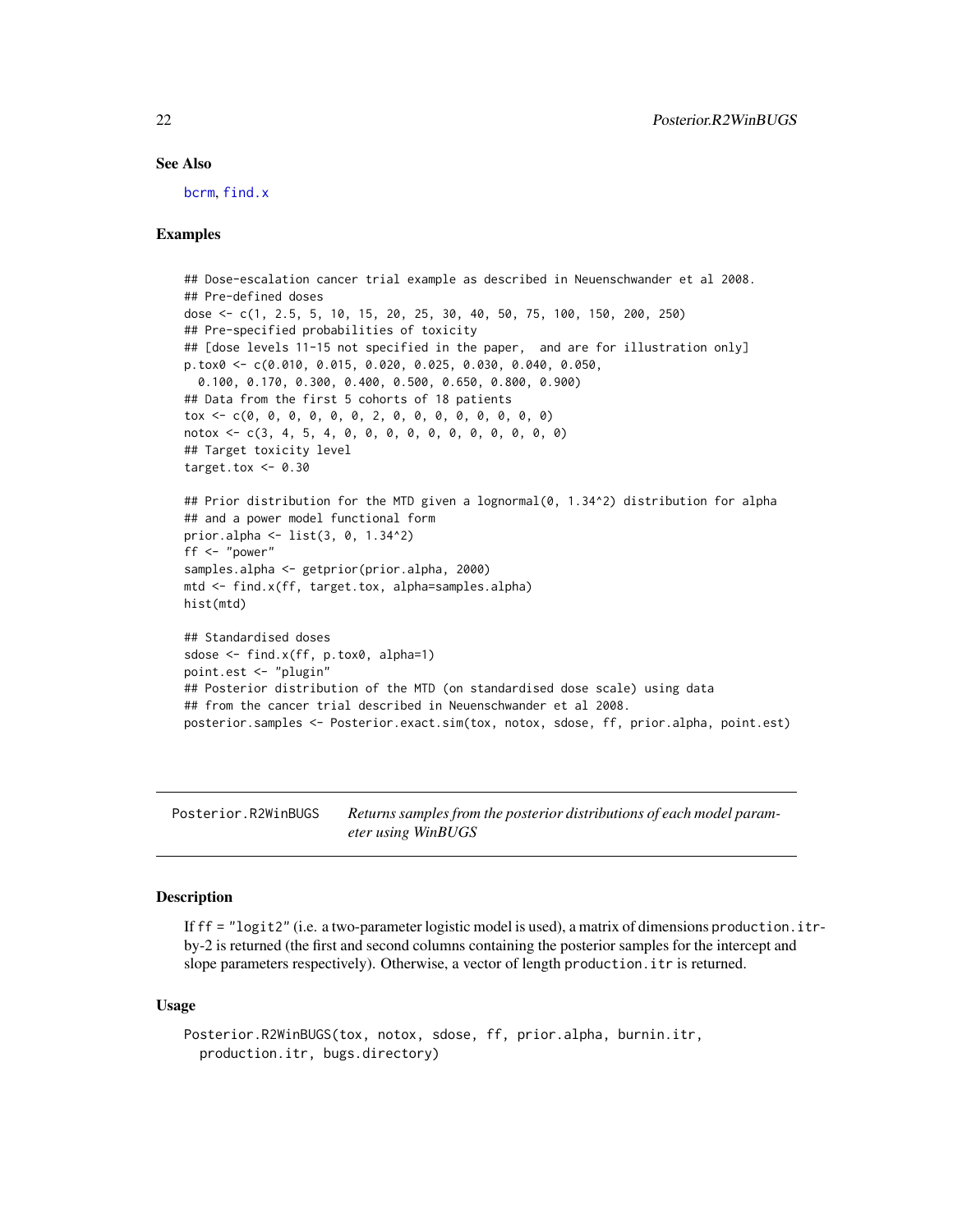## See Also

bcrm, find.x

## Examples

```
## Dose-escalation cancer trial example as described in Neuenschwander et al 2008.
## Pre-defined doses
dose <- c(1, 2.5, 5, 10, 15, 20, 25, 30, 40, 50, 75, 100, 150, 200, 250)
## Pre-specified probabilities of toxicity
## [dose levels 11-15 not specified in the paper,  and are for illustration only]
p.tox0 <- c(0.010, 0.015, 0.020, 0.025, 0.030, 0.040, 0.050,
  0.100, 0.170, 0.300, 0.400, 0.500, 0.650, 0.800, 0.900)
## Data from the first 5 cohorts of 18 patients
tox <- c(0, 0, 0, 0, 0, 0, 2, 0, 0, 0, 0, 0, 0, 0, 0)
notox <- c(3, 4, 5, 4, 0, 0, 0, 0, 0, 0, 0, 0, 0, 0, 0)
## Target toxicity level
target.tox <- 0.30

## Prior distribution for the MTD given a lognormal(0, 1.34^2) distribution for alpha
## and a power model functional form
prior.alpha <- list(3, 0, 1.34^2)
ff <- "power"
samples.alpha <- getprior(prior.alpha, 2000)
mtd <- find.x(ff, target.tox, alpha=samples.alpha)
hist(mtd)

## Standardised doses
sdose <- find.x(ff, p.tox0, alpha=1)
point.est <- "plugin"
## Posterior distribution of the MTD (on standardised dose scale) using data
## from the cancer trial described in Neuenschwander et al 2008.
posterior.samples <- Posterior.exact.sim(tox, notox, sdose, ff, prior.alpha, point.est)
```

---

Posterior.R2WinBUGS    *Returns samples from the posterior distributions of each model parameter using WinBUGS*

---

## Description

If ff = "logit2" (i.e. a two-parameter logistic model is used), a matrix of dimensions production.itr-by-2 is returned (the first and second columns containing the posterior samples for the intercept and slope parameters respectively). Otherwise, a vector of length production.itr is returned.

## Usage

```
Posterior.R2WinBUGS(tox, notox, sdose, ff, prior.alpha, burnin.itr,
  production.itr, bugs.directory)
```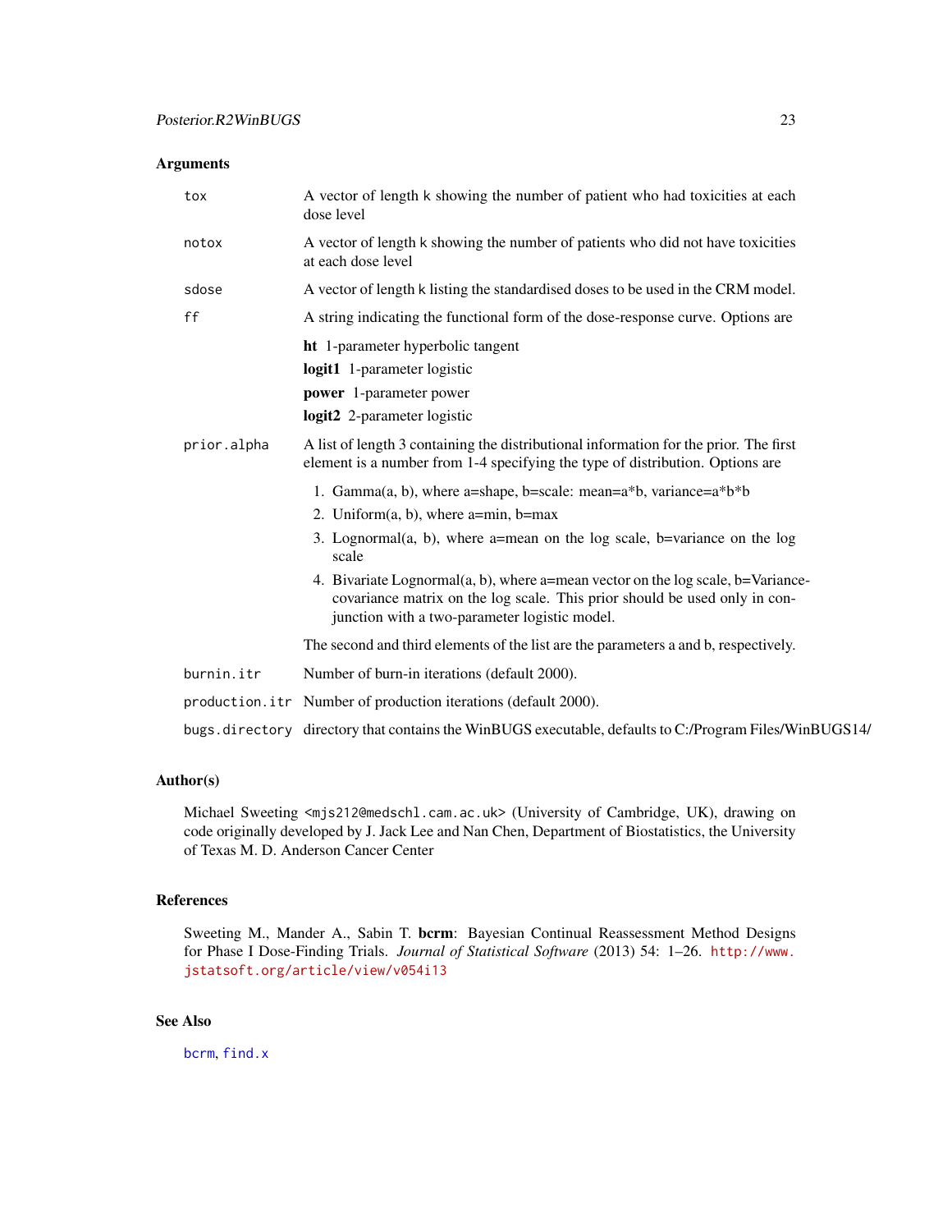## Arguments

| | |
|---|---|
| `tox` | A vector of length k showing the number of patient who had toxicities at each dose level |
| `notox` | A vector of length k showing the number of patients who did not have toxicities at each dose level |
| `sdose` | A vector of length k listing the standardised doses to be used in the CRM model. |
| `ff` | A string indicating the functional form of the dose-response curve. Options are<br>**ht** 1-parameter hyperbolic tangent<br>**logit1** 1-parameter logistic<br>**power** 1-parameter power<br>**logit2** 2-parameter logistic |
| `prior.alpha` | A list of length 3 containing the distributional information for the prior. The first element is a number from 1-4 specifying the type of distribution. Options are<br>1. Gamma(a, b), where a=shape, b=scale: mean=a*b, variance=a*b*b<br>2. Uniform(a, b), where a=min, b=max<br>3. Lognormal(a, b), where a=mean on the log scale, b=variance on the log scale<br>4. Bivariate Lognormal(a, b), where a=mean vector on the log scale, b=Variance-covariance matrix on the log scale. This prior should be used only in conjunction with a two-parameter logistic model.<br>The second and third elements of the list are the parameters a and b, respectively. |
| `burnin.itr` | Number of burn-in iterations (default 2000). |
| `production.itr` | Number of production iterations (default 2000). |
| `bugs.directory` | directory that contains the WinBUGS executable, defaults to C:/Program Files/WinBUGS14/ |

## Author(s)

Michael Sweeting <mjs212@medschl.cam.ac.uk> (University of Cambridge, UK), drawing on code originally developed by J. Jack Lee and Nan Chen, Department of Biostatistics, the University of Texas M. D. Anderson Cancer Center

## References

Sweeting M., Mander A., Sabin T. **bcrm**: Bayesian Continual Reassessment Method Designs for Phase I Dose-Finding Trials. *Journal of Statistical Software* (2013) 54: 1–26. http://www.jstatsoft.org/article/view/v054i13

## See Also

`bcrm`, `find.x`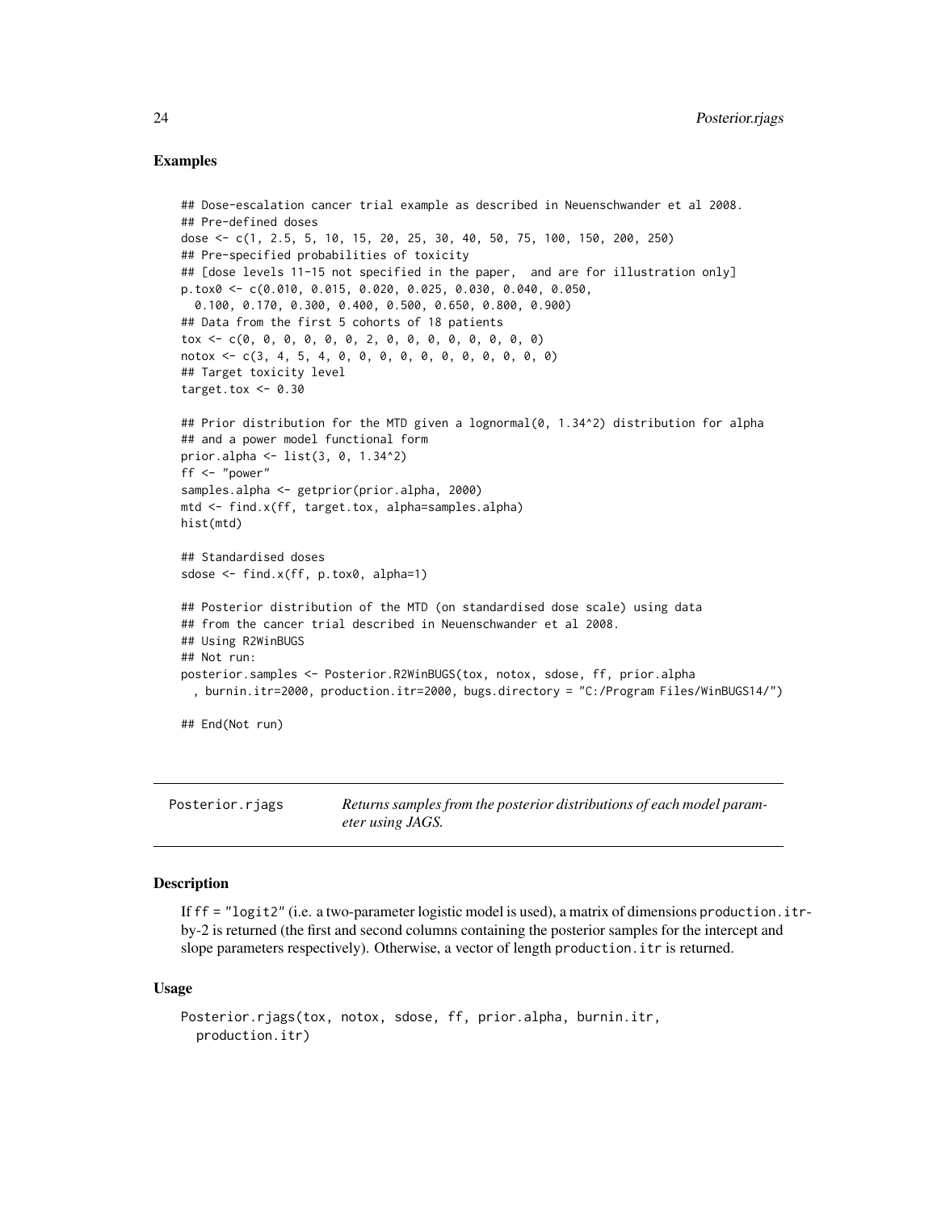### Examples

```
## Dose-escalation cancer trial example as described in Neuenschwander et al 2008.
## Pre-defined doses
dose <- c(1, 2.5, 5, 10, 15, 20, 25, 30, 40, 50, 75, 100, 150, 200, 250)
## Pre-specified probabilities of toxicity
## [dose levels 11-15 not specified in the paper,  and are for illustration only]
p.tox0 <- c(0.010, 0.015, 0.020, 0.025, 0.030, 0.040, 0.050,
  0.100, 0.170, 0.300, 0.400, 0.500, 0.650, 0.800, 0.900)
## Data from the first 5 cohorts of 18 patients
tox <- c(0, 0, 0, 0, 0, 0, 2, 0, 0, 0, 0, 0, 0, 0, 0)
notox <- c(3, 4, 5, 4, 0, 0, 0, 0, 0, 0, 0, 0, 0, 0, 0)
## Target toxicity level
target.tox <- 0.30

## Prior distribution for the MTD given a lognormal(0, 1.34^2) distribution for alpha
## and a power model functional form
prior.alpha <- list(3, 0, 1.34^2)
ff <- "power"
samples.alpha <- getprior(prior.alpha, 2000)
mtd <- find.x(ff, target.tox, alpha=samples.alpha)
hist(mtd)

## Standardised doses
sdose <- find.x(ff, p.tox0, alpha=1)

## Posterior distribution of the MTD (on standardised dose scale) using data
## from the cancer trial described in Neuenschwander et al 2008.
## Using R2WinBUGS
## Not run:
posterior.samples <- Posterior.R2WinBUGS(tox, notox, sdose, ff, prior.alpha
  , burnin.itr=2000, production.itr=2000, bugs.directory = "C:/Program Files/WinBUGS14/")

## End(Not run)
```

## Posterior.rjags — *Returns samples from the posterior distributions of each model parameter using JAGS.*

### Description

If ff = "logit2" (i.e. a two-parameter logistic model is used), a matrix of dimensions production.itr-by-2 is returned (the first and second columns containing the posterior samples for the intercept and slope parameters respectively). Otherwise, a vector of length production.itr is returned.

### Usage

```
Posterior.rjags(tox, notox, sdose, ff, prior.alpha, burnin.itr,
  production.itr)
```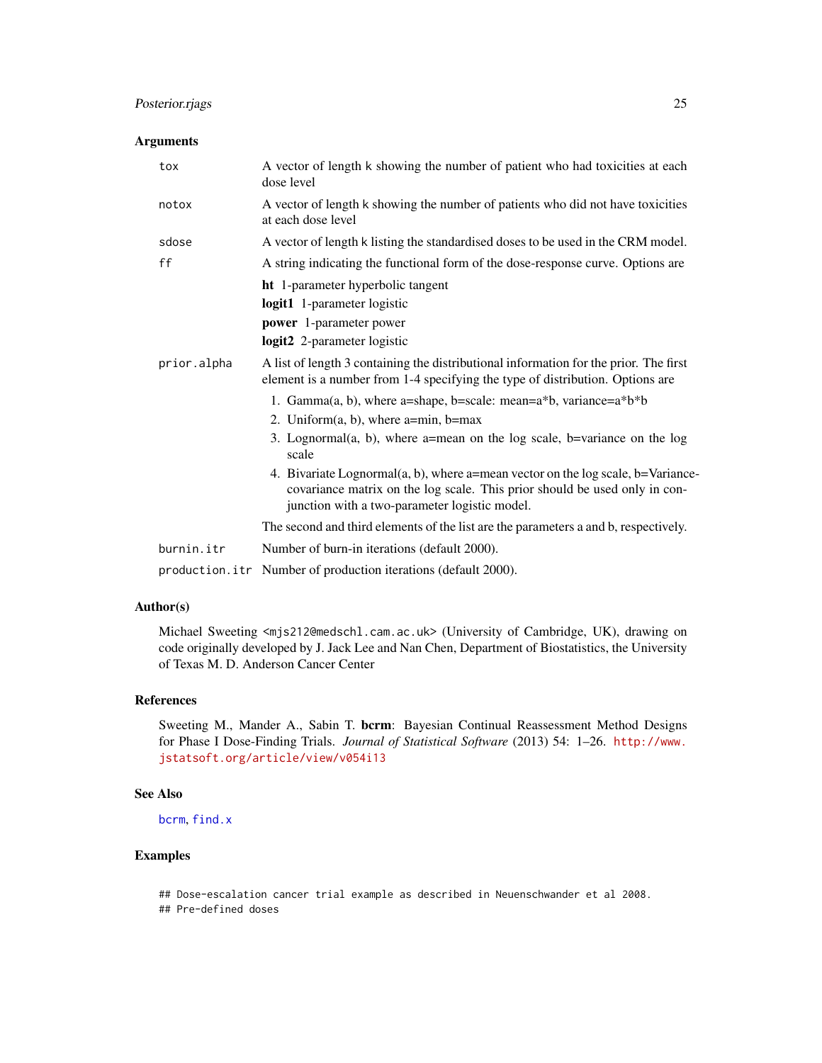### Arguments

| | |
|---|---|
| `tox` | A vector of length k showing the number of patient who had toxicities at each dose level |
| `notox` | A vector of length k showing the number of patients who did not have toxicities at each dose level |
| `sdose` | A vector of length k listing the standardised doses to be used in the CRM model. |
| `ff` | A string indicating the functional form of the dose-response curve. Options are<br>**ht** 1-parameter hyperbolic tangent<br>**logit1** 1-parameter logistic<br>**power** 1-parameter power<br>**logit2** 2-parameter logistic |
| `prior.alpha` | A list of length 3 containing the distributional information for the prior. The first element is a number from 1-4 specifying the type of distribution. Options are<br>1. Gamma(a, b), where a=shape, b=scale: mean=a*b, variance=a*b*b<br>2. Uniform(a, b), where a=min, b=max<br>3. Lognormal(a, b), where a=mean on the log scale, b=variance on the log scale<br>4. Bivariate Lognormal(a, b), where a=mean vector on the log scale, b=Variance-covariance matrix on the log scale. This prior should be used only in conjunction with a two-parameter logistic model.<br>The second and third elements of the list are the parameters a and b, respectively. |
| `burnin.itr` | Number of burn-in iterations (default 2000). |
| `production.itr` | Number of production iterations (default 2000). |

### Author(s)

Michael Sweeting <mjs212@medschl.cam.ac.uk> (University of Cambridge, UK), drawing on code originally developed by J. Jack Lee and Nan Chen, Department of Biostatistics, the University of Texas M. D. Anderson Cancer Center

### References

Sweeting M., Mander A., Sabin T. **bcrm**: Bayesian Continual Reassessment Method Designs for Phase I Dose-Finding Trials. *Journal of Statistical Software* (2013) 54: 1–26. http://www.jstatsoft.org/article/view/v054i13

### See Also

`bcrm`, `find.x`

### Examples

```
## Dose-escalation cancer trial example as described in Neuenschwander et al 2008.
## Pre-defined doses
```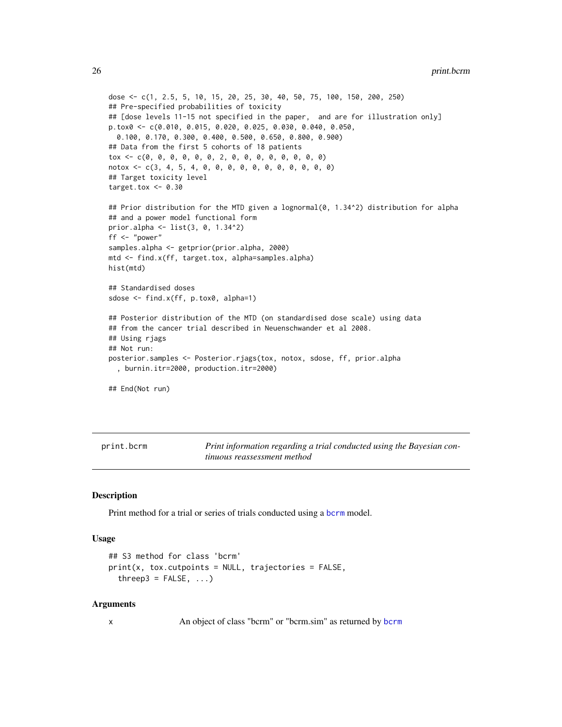```
dose <- c(1, 2.5, 5, 10, 15, 20, 25, 30, 40, 50, 75, 100, 150, 200, 250)
## Pre-specified probabilities of toxicity
## [dose levels 11-15 not specified in the paper,  and are for illustration only]
p.tox0 <- c(0.010, 0.015, 0.020, 0.025, 0.030, 0.040, 0.050,
  0.100, 0.170, 0.300, 0.400, 0.500, 0.650, 0.800, 0.900)
## Data from the first 5 cohorts of 18 patients
tox <- c(0, 0, 0, 0, 0, 0, 2, 0, 0, 0, 0, 0, 0, 0, 0)
notox <- c(3, 4, 5, 4, 0, 0, 0, 0, 0, 0, 0, 0, 0, 0, 0)
## Target toxicity level
target.tox <- 0.30

## Prior distribution for the MTD given a lognormal(0, 1.34^2) distribution for alpha
## and a power model functional form
prior.alpha <- list(3, 0, 1.34^2)
ff <- "power"
samples.alpha <- getprior(prior.alpha, 2000)
mtd <- find.x(ff, target.tox, alpha=samples.alpha)
hist(mtd)

## Standardised doses
sdose <- find.x(ff, p.tox0, alpha=1)

## Posterior distribution of the MTD (on standardised dose scale) using data
## from the cancer trial described in Neuenschwander et al 2008.
## Using rjags
## Not run:
posterior.samples <- Posterior.rjags(tox, notox, sdose, ff, prior.alpha
  , burnin.itr=2000, production.itr=2000)

## End(Not run)
```

---

## print.bcrm — *Print information regarding a trial conducted using the Bayesian continuous reassessment method*

### Description

Print method for a trial or series of trials conducted using a bcrm model.

### Usage

```
## S3 method for class 'bcrm'
print(x, tox.cutpoints = NULL, trajectories = FALSE,
  threep3 = FALSE, ...)
```

### Arguments

x  An object of class "bcrm" or "bcrm.sim" as returned by bcrm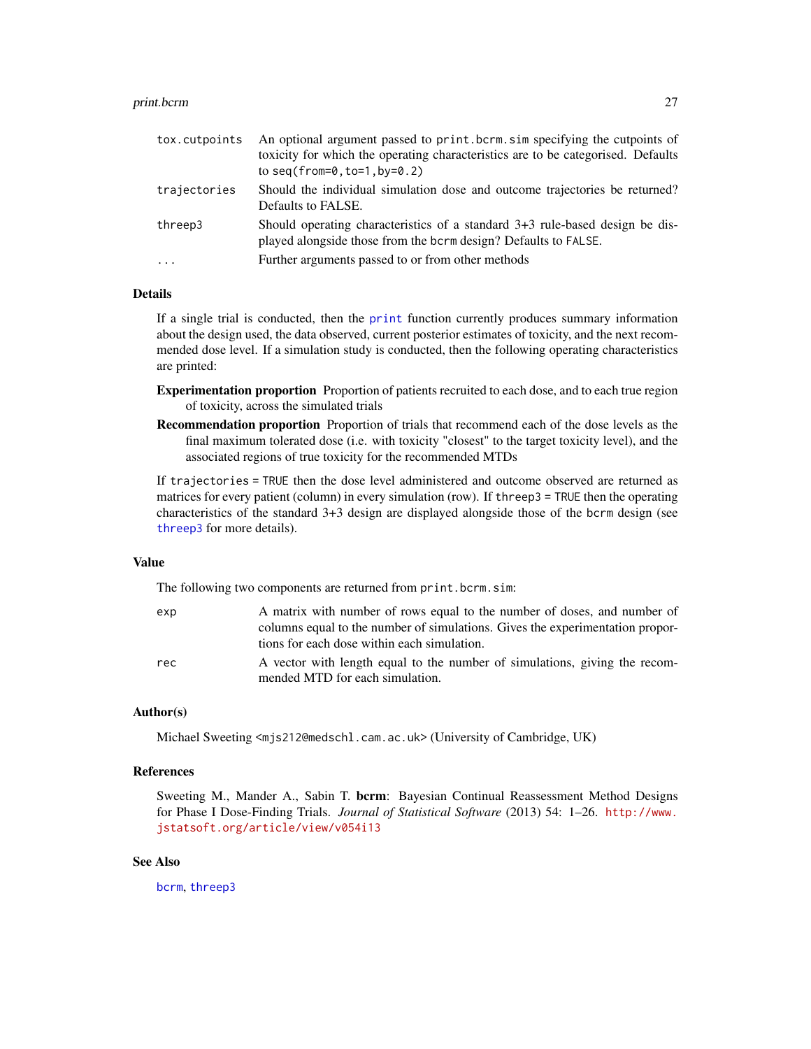| | |
|---|---|
| `tox.cutpoints` | An optional argument passed to `print.bcrm.sim` specifying the cutpoints of toxicity for which the operating characteristics are to be categorised. Defaults to `seq(from=0,to=1,by=0.2)` |
| `trajectories` | Should the individual simulation dose and outcome trajectories be returned? Defaults to FALSE. |
| `threep3` | Should operating characteristics of a standard 3+3 rule-based design be displayed alongside those from the `bcrm` design? Defaults to `FALSE`. |
| `...` | Further arguments passed to or from other methods |

### Details

If a single trial is conducted, then the `print` function currently produces summary information about the design used, the data observed, current posterior estimates of toxicity, and the next recommended dose level. If a simulation study is conducted, then the following operating characteristics are printed:

**Experimentation proportion** Proportion of patients recruited to each dose, and to each true region of toxicity, across the simulated trials

**Recommendation proportion** Proportion of trials that recommend each of the dose levels as the final maximum tolerated dose (i.e. with toxicity "closest" to the target toxicity level), and the associated regions of true toxicity for the recommended MTDs

If `trajectories = TRUE` then the dose level administered and outcome observed are returned as matrices for every patient (column) in every simulation (row). If `threep3 = TRUE` then the operating characteristics of the standard 3+3 design are displayed alongside those of the `bcrm` design (see `threep3` for more details).

### Value

The following two components are returned from `print.bcrm.sim`:

| | |
|---|---|
| `exp` | A matrix with number of rows equal to the number of doses, and number of columns equal to the number of simulations. Gives the experimentation proportions for each dose within each simulation. |
| `rec` | A vector with length equal to the number of simulations, giving the recommended MTD for each simulation. |

### Author(s)

Michael Sweeting <mjs212@medschl.cam.ac.uk> (University of Cambridge, UK)

### References

Sweeting M., Mander A., Sabin T. **bcrm**: Bayesian Continual Reassessment Method Designs for Phase I Dose-Finding Trials. *Journal of Statistical Software* (2013) 54: 1–26. http://www.jstatsoft.org/article/view/v054i13

### See Also

`bcrm`, `threep3`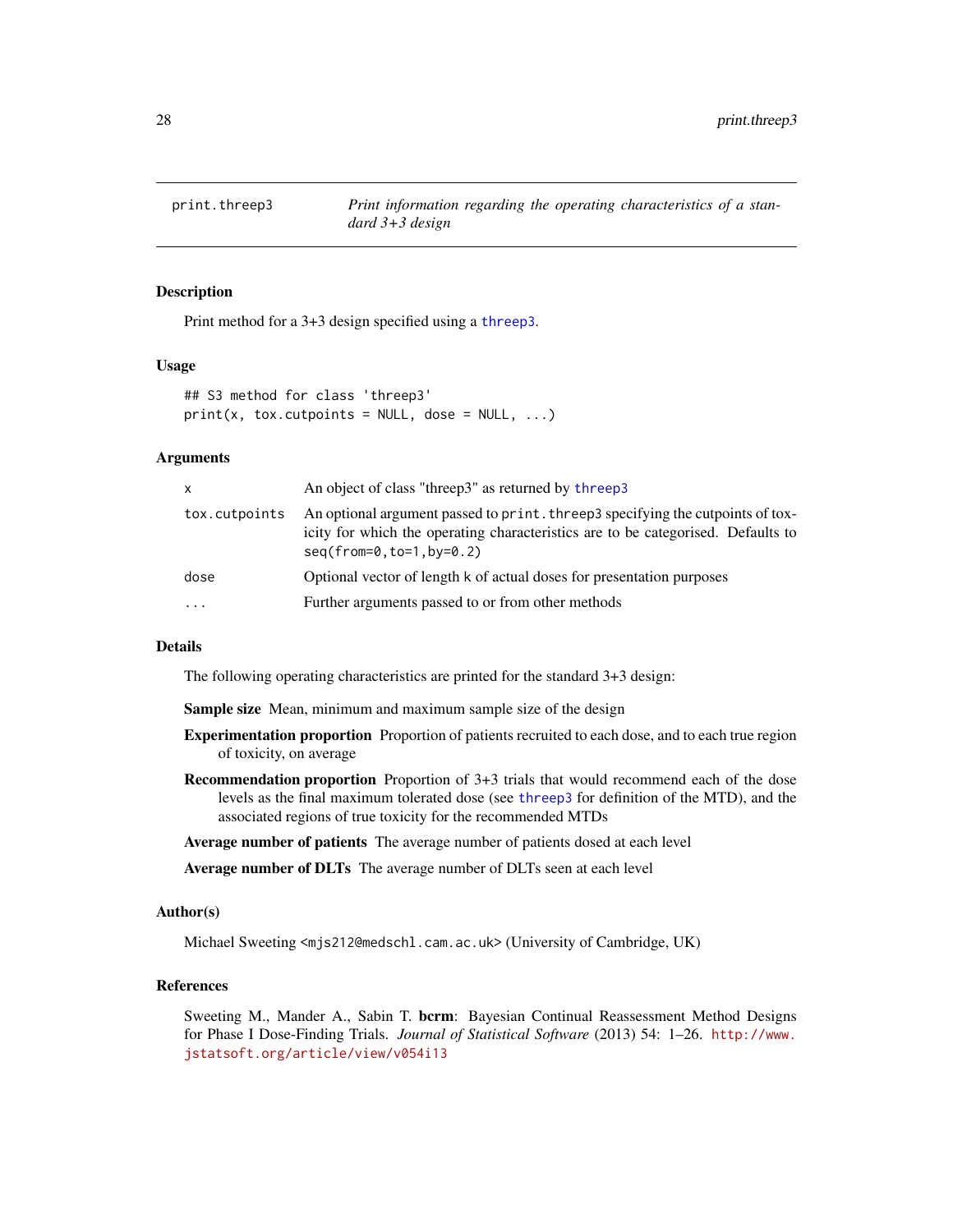# print.threep3 — *Print information regarding the operating characteristics of a standard 3+3 design*

## Description

Print method for a 3+3 design specified using a `threep3`.

## Usage

```
## S3 method for class 'threep3'
print(x, tox.cutpoints = NULL, dose = NULL, ...)
```

## Arguments

| | |
|---|---|
| `x` | An object of class "threep3" as returned by `threep3` |
| `tox.cutpoints` | An optional argument passed to `print.threep3` specifying the cutpoints of toxicity for which the operating characteristics are to be categorised. Defaults to `seq(from=0,to=1,by=0.2)` |
| `dose` | Optional vector of length k of actual doses for presentation purposes |
| `...` | Further arguments passed to or from other methods |

## Details

The following operating characteristics are printed for the standard 3+3 design:

**Sample size** Mean, minimum and maximum sample size of the design

**Experimentation proportion** Proportion of patients recruited to each dose, and to each true region of toxicity, on average

**Recommendation proportion** Proportion of 3+3 trials that would recommend each of the dose levels as the final maximum tolerated dose (see `threep3` for definition of the MTD), and the associated regions of true toxicity for the recommended MTDs

**Average number of patients** The average number of patients dosed at each level

**Average number of DLTs** The average number of DLTs seen at each level

## Author(s)

Michael Sweeting <mjs212@medschl.cam.ac.uk> (University of Cambridge, UK)

## References

Sweeting M., Mander A., Sabin T. **bcrm**: Bayesian Continual Reassessment Method Designs for Phase I Dose-Finding Trials. *Journal of Statistical Software* (2013) 54: 1–26. http://www.jstatsoft.org/article/view/v054i13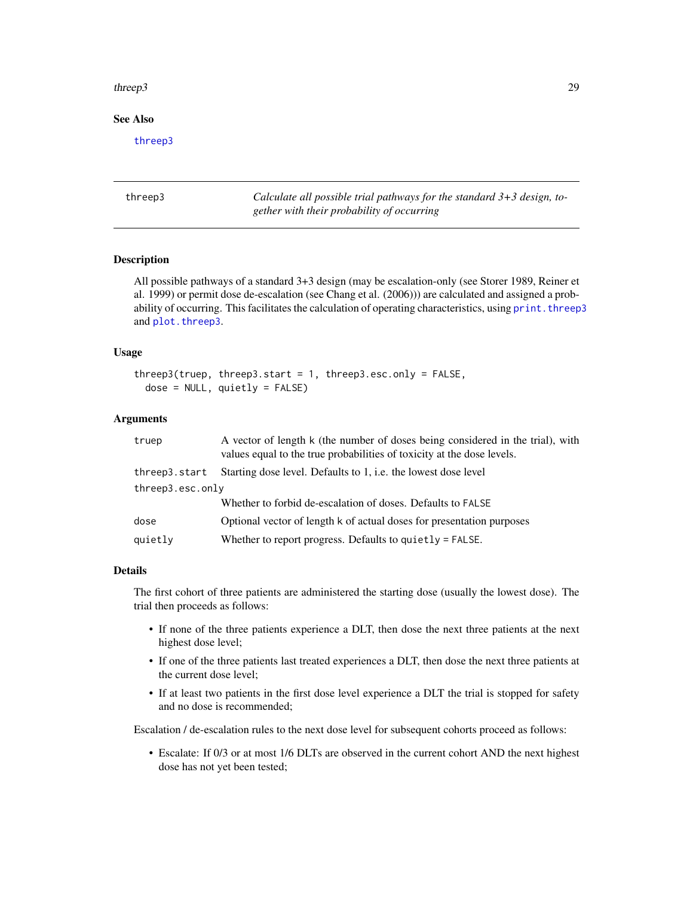### See Also

threep3

---

## threep3 — *Calculate all possible trial pathways for the standard 3+3 design, together with their probability of occurring*

### Description

All possible pathways of a standard 3+3 design (may be escalation-only (see Storer 1989, Reiner et al. 1999) or permit dose de-escalation (see Chang et al. (2006))) are calculated and assigned a probability of occurring. This facilitates the calculation of operating characteristics, using print.threep3 and plot.threep3.

### Usage

```
threep3(truep, threep3.start = 1, threep3.esc.only = FALSE,
  dose = NULL, quietly = FALSE)
```

### Arguments

| Argument | Description |
|---|---|
| truep | A vector of length k (the number of doses being considered in the trial), with values equal to the true probabilities of toxicity at the dose levels. |
| threep3.start | Starting dose level. Defaults to 1, i.e. the lowest dose level |
| threep3.esc.only | Whether to forbid de-escalation of doses. Defaults to FALSE |
| dose | Optional vector of length k of actual doses for presentation purposes |
| quietly | Whether to report progress. Defaults to quietly = FALSE. |

### Details

The first cohort of three patients are administered the starting dose (usually the lowest dose). The trial then proceeds as follows:

- If none of the three patients experience a DLT, then dose the next three patients at the next highest dose level;
- If one of the three patients last treated experiences a DLT, then dose the next three patients at the current dose level;
- If at least two patients in the first dose level experience a DLT the trial is stopped for safety and no dose is recommended;

Escalation / de-escalation rules to the next dose level for subsequent cohorts proceed as follows:

- Escalate: If 0/3 or at most 1/6 DLTs are observed in the current cohort AND the next highest dose has not yet been tested;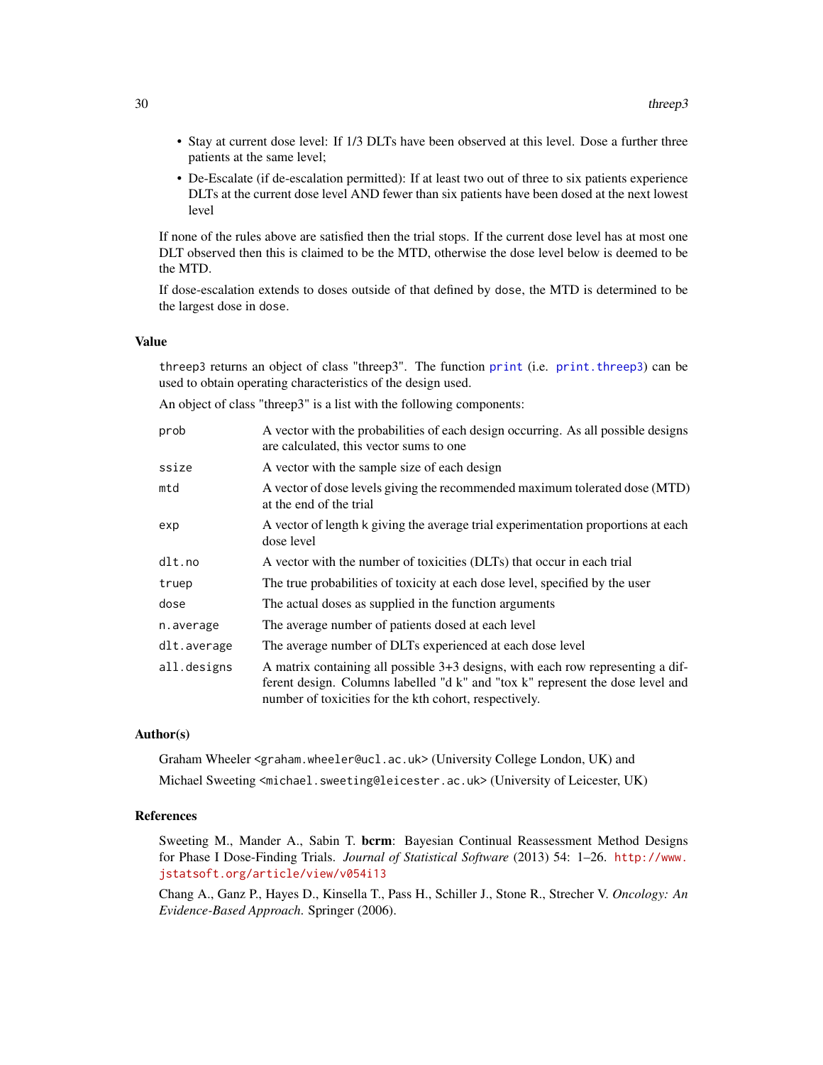- Stay at current dose level: If 1/3 DLTs have been observed at this level. Dose a further three patients at the same level;
- De-Escalate (if de-escalation permitted): If at least two out of three to six patients experience DLTs at the current dose level AND fewer than six patients have been dosed at the next lowest level

If none of the rules above are satisfied then the trial stops. If the current dose level has at most one DLT observed then this is claimed to be the MTD, otherwise the dose level below is deemed to be the MTD.

If dose-escalation extends to doses outside of that defined by `dose`, the MTD is determined to be the largest dose in `dose`.

### Value

`threep3` returns an object of class "threep3". The function `print` (i.e. `print.threep3`) can be used to obtain operating characteristics of the design used.

An object of class "threep3" is a list with the following components:

| | |
|---|---|
| `prob` | A vector with the probabilities of each design occurring. As all possible designs are calculated, this vector sums to one |
| `ssize` | A vector with the sample size of each design |
| `mtd` | A vector of dose levels giving the recommended maximum tolerated dose (MTD) at the end of the trial |
| `exp` | A vector of length k giving the average trial experimentation proportions at each dose level |
| `dlt.no` | A vector with the number of toxicities (DLTs) that occur in each trial |
| `truep` | The true probabilities of toxicity at each dose level, specified by the user |
| `dose` | The actual doses as supplied in the function arguments |
| `n.average` | The average number of patients dosed at each level |
| `dlt.average` | The average number of DLTs experienced at each dose level |
| `all.designs` | A matrix containing all possible 3+3 designs, with each row representing a different design. Columns labelled "d k" and "tox k" represent the dose level and number of toxicities for the kth cohort, respectively. |

### Author(s)

Graham Wheeler <graham.wheeler@ucl.ac.uk> (University College London, UK) and

Michael Sweeting <michael.sweeting@leicester.ac.uk> (University of Leicester, UK)

### References

Sweeting M., Mander A., Sabin T. **bcrm**: Bayesian Continual Reassessment Method Designs for Phase I Dose-Finding Trials. *Journal of Statistical Software* (2013) 54: 1–26. http://www.jstatsoft.org/article/view/v054i13

Chang A., Ganz P., Hayes D., Kinsella T., Pass H., Schiller J., Stone R., Strecher V. *Oncology: An Evidence-Based Approach.* Springer (2006).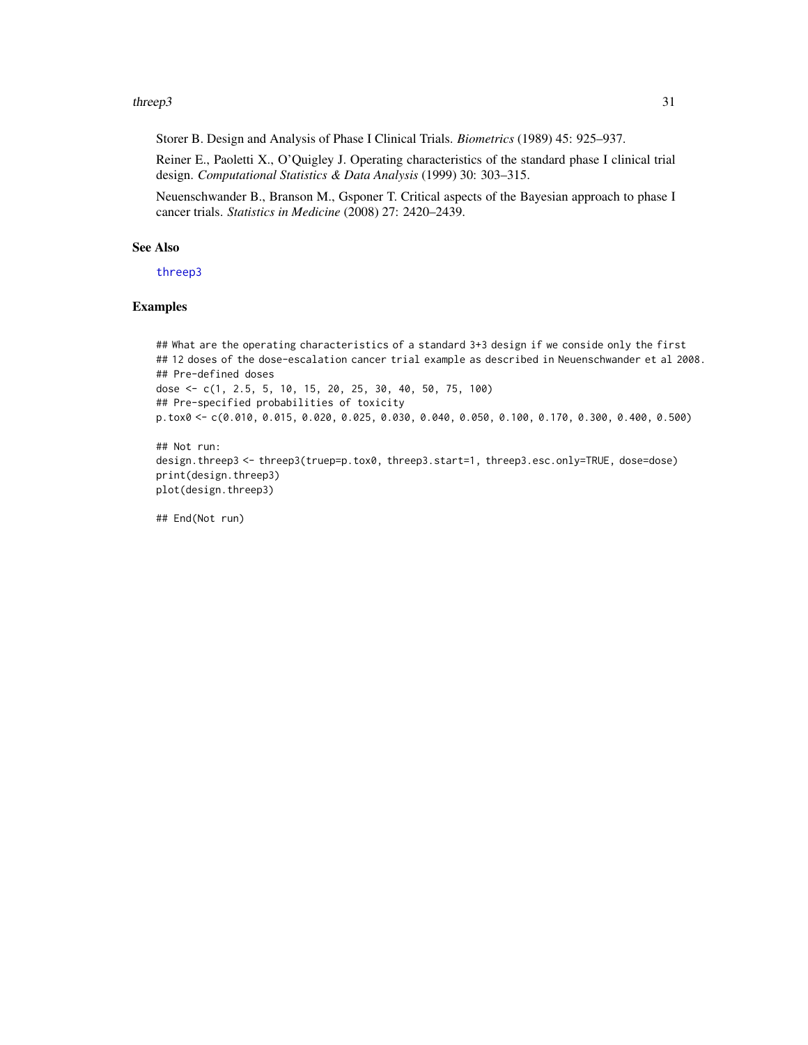Storer B. Design and Analysis of Phase I Clinical Trials. *Biometrics* (1989) 45: 925–937.

Reiner E., Paoletti X., O'Quigley J. Operating characteristics of the standard phase I clinical trial design. *Computational Statistics & Data Analysis* (1999) 30: 303–315.

Neuenschwander B., Branson M., Gsponer T. Critical aspects of the Bayesian approach to phase I cancer trials. *Statistics in Medicine* (2008) 27: 2420–2439.

## See Also

threep3

## Examples

```
## What are the operating characteristics of a standard 3+3 design if we conside only the first
## 12 doses of the dose-escalation cancer trial example as described in Neuenschwander et al 2008.
## Pre-defined doses
dose <- c(1, 2.5, 5, 10, 15, 20, 25, 30, 40, 50, 75, 100)
## Pre-specified probabilities of toxicity
p.tox0 <- c(0.010, 0.015, 0.020, 0.025, 0.030, 0.040, 0.050, 0.100, 0.170, 0.300, 0.400, 0.500)

## Not run:
design.threep3 <- threep3(truep=p.tox0, threep3.start=1, threep3.esc.only=TRUE, dose=dose)
print(design.threep3)
plot(design.threep3)

## End(Not run)
```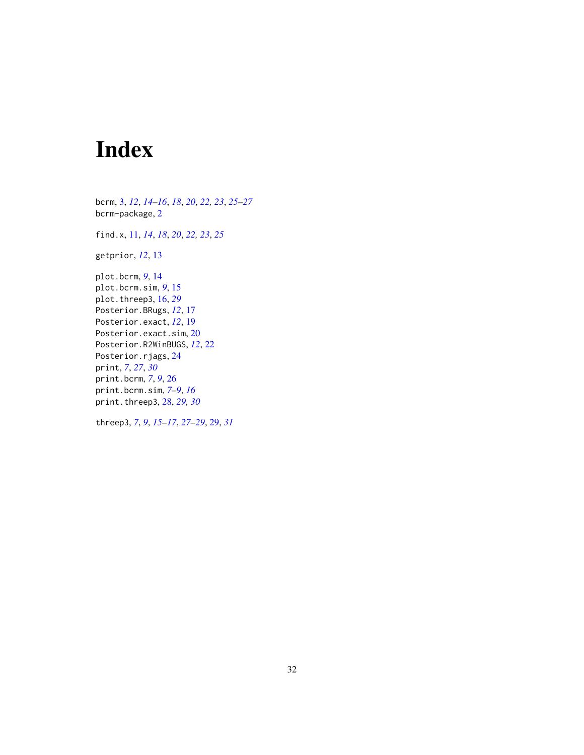# Index

bcrm, 3, *12*, *14–16*, *18*, *20*, *22, 23*, *25–27*
bcrm-package, 2

find.x, 11, *14*, *18*, *20*, *22, 23*, *25*

getprior, *12*, 13

plot.bcrm, *9*, 14
plot.bcrm.sim, *9*, 15
plot.threep3, 16, *29*
Posterior.BRugs, *12*, 17
Posterior.exact, *12*, 19
Posterior.exact.sim, 20
Posterior.R2WinBUGS, *12*, 22
Posterior.rjags, 24
print, *7*, *27*, *30*
print.bcrm, *7*, *9*, 26
print.bcrm.sim, *7–9*, *16*
print.threep3, 28, *29, 30*

threep3, *7*, *9*, *15–17*, *27–29*, 29, *31*